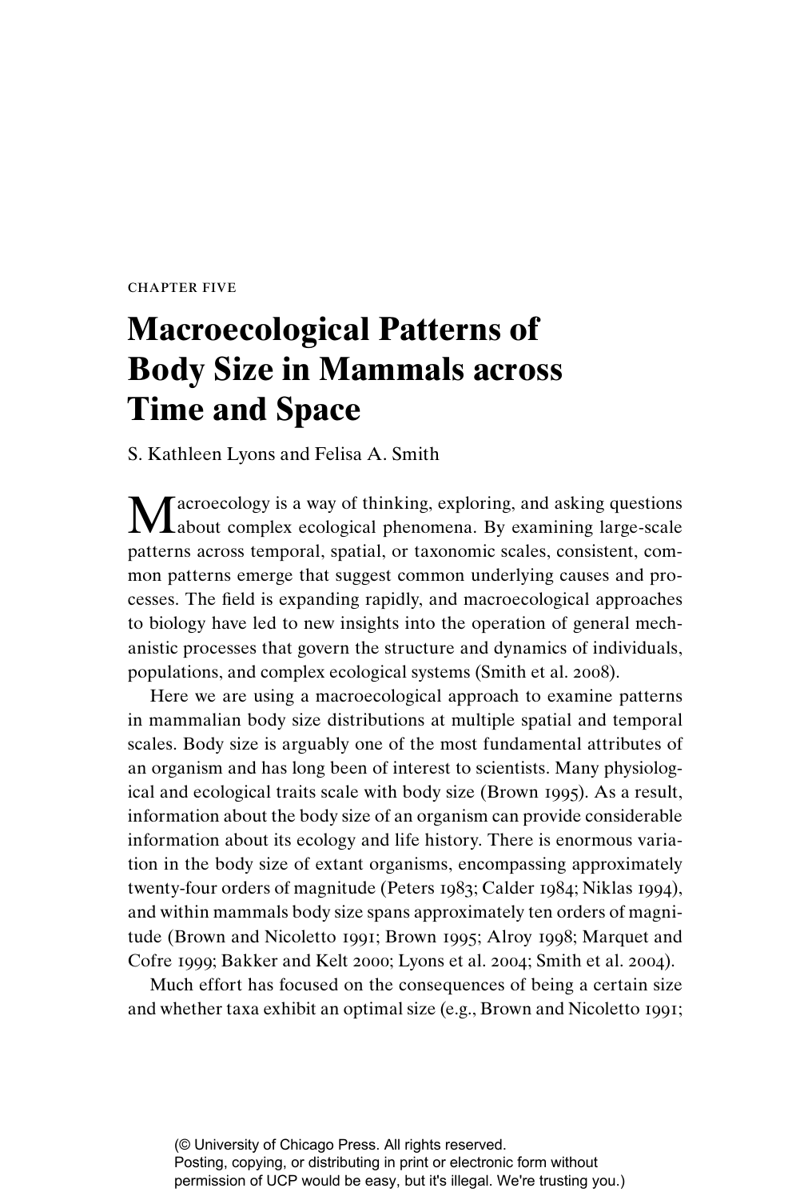CHAPTER FIVE

# Macroecological Patterns of Body Size in Mammals across Time and Space

S. Kathleen Lyons and Felisa A. Smith

Macroecology is a way of thinking, exploring, and asking questions about complex ecological phenomena. By examining large-scale patterns across temporal, spatial, or taxonomic scales, consistent, common patterns emerge that suggest common underlying causes and processes. The field is expanding rapidly, and macroecological approaches to biology have led to new insights into the operation of general mechanistic processes that govern the structure and dynamics of individuals, populations, and complex ecological systems (Smith et al. 2008).

Here we are using a macroecological approach to examine patterns in mammalian body size distributions at multiple spatial and temporal scales. Body size is arguably one of the most fundamental attributes of an organism and has long been of interest to scientists. Many physiological and ecological traits scale with body size (Brown 1995). As a result, information about the body size of an organism can provide considerable information about its ecology and life history. There is enormous variation in the body size of extant organisms, encompassing approximately twenty-four orders of magnitude (Peters 1983; Calder 1984; Niklas 1994), and within mammals body size spans approximately ten orders of magnitude (Brown and Nicoletto 1991; Brown 1995; Alroy 1998; Marquet and Cofre 1999; Bakker and Kelt 2000; Lyons et al. 2004; Smith et al. 2004).

Much effort has focused on the consequences of being a certain size and whether taxa exhibit an optimal size (e.g., Brown and Nicoletto 1991;

(© University of Chicago Press. All rights reserved.
Posting, copying, or distributing in print or electronic form without permission of UCP would be easy, but it's illegal. We're trusting you.)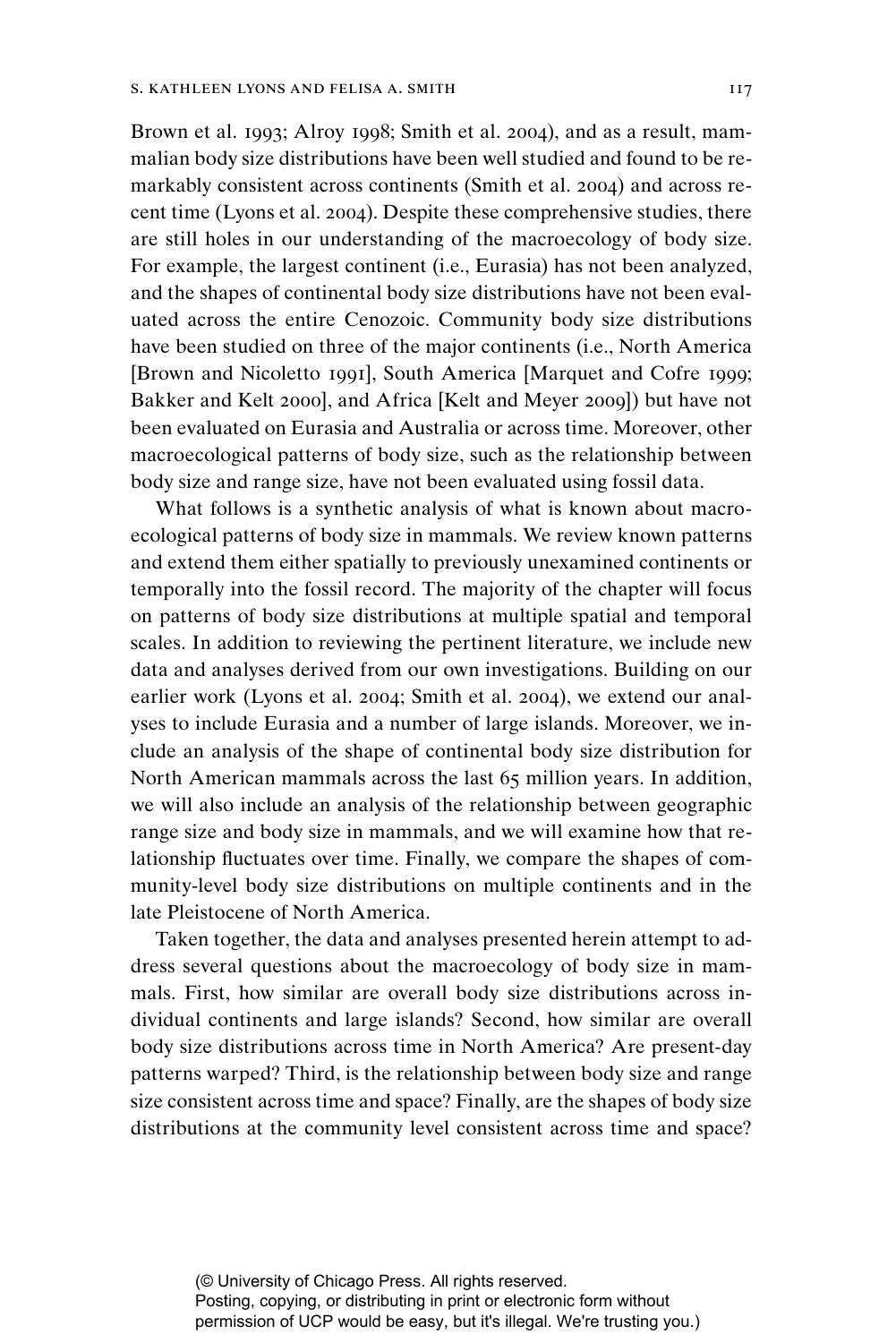Brown et al. 1993; Alroy 1998; Smith et al. 2004), and as a result, mammalian body size distributions have been well studied and found to be remarkably consistent across continents (Smith et al. 2004) and across recent time (Lyons et al. 2004). Despite these comprehensive studies, there are still holes in our understanding of the macroecology of body size. For example, the largest continent (i.e., Eurasia) has not been analyzed, and the shapes of continental body size distributions have not been evaluated across the entire Cenozoic. Community body size distributions have been studied on three of the major continents (i.e., North America [Brown and Nicoletto 1991], South America [Marquet and Cofre 1999; Bakker and Kelt 2000], and Africa [Kelt and Meyer 2009]) but have not been evaluated on Eurasia and Australia or across time. Moreover, other macroecological patterns of body size, such as the relationship between body size and range size, have not been evaluated using fossil data.

What follows is a synthetic analysis of what is known about macroecological patterns of body size in mammals. We review known patterns and extend them either spatially to previously unexamined continents or temporally into the fossil record. The majority of the chapter will focus on patterns of body size distributions at multiple spatial and temporal scales. In addition to reviewing the pertinent literature, we include new data and analyses derived from our own investigations. Building on our earlier work (Lyons et al. 2004; Smith et al. 2004), we extend our analyses to include Eurasia and a number of large islands. Moreover, we include an analysis of the shape of continental body size distribution for North American mammals across the last 65 million years. In addition, we will also include an analysis of the relationship between geographic range size and body size in mammals, and we will examine how that relationship fluctuates over time. Finally, we compare the shapes of community-level body size distributions on multiple continents and in the late Pleistocene of North America.

Taken together, the data and analyses presented herein attempt to address several questions about the macroecology of body size in mammals. First, how similar are overall body size distributions across individual continents and large islands? Second, how similar are overall body size distributions across time in North America? Are present-day patterns warped? Third, is the relationship between body size and range size consistent across time and space? Finally, are the shapes of body size distributions at the community level consistent across time and space?

(© University of Chicago Press. All rights reserved.
Posting, copying, or distributing in print or electronic form without permission of UCP would be easy, but it's illegal. We're trusting you.)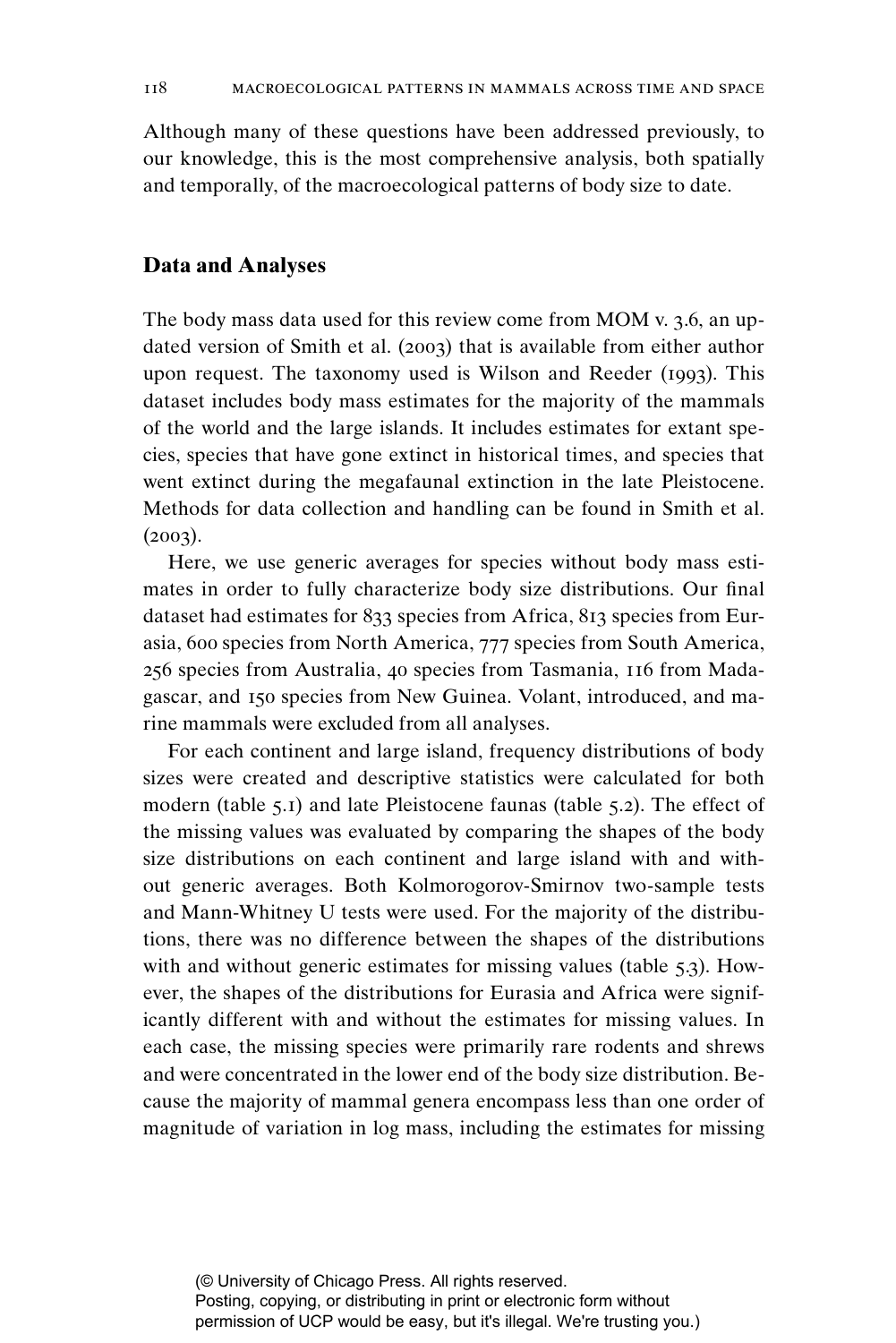Although many of these questions have been addressed previously, to our knowledge, this is the most comprehensive analysis, both spatially and temporally, of the macroecological patterns of body size to date.

## Data and Analyses

The body mass data used for this review come from MOM v. 3.6, an updated version of Smith et al. (2003) that is available from either author upon request. The taxonomy used is Wilson and Reeder (1993). This dataset includes body mass estimates for the majority of the mammals of the world and the large islands. It includes estimates for extant species, species that have gone extinct in historical times, and species that went extinct during the megafaunal extinction in the late Pleistocene. Methods for data collection and handling can be found in Smith et al. (2003).

Here, we use generic averages for species without body mass estimates in order to fully characterize body size distributions. Our final dataset had estimates for 833 species from Africa, 813 species from Eurasia, 600 species from North America, 777 species from South America, 256 species from Australia, 40 species from Tasmania, 116 from Madagascar, and 150 species from New Guinea. Volant, introduced, and marine mammals were excluded from all analyses.

For each continent and large island, frequency distributions of body sizes were created and descriptive statistics were calculated for both modern (table 5.1) and late Pleistocene faunas (table 5.2). The effect of the missing values was evaluated by comparing the shapes of the body size distributions on each continent and large island with and without generic averages. Both Kolmorogorov-Smirnov two-sample tests and Mann-Whitney U tests were used. For the majority of the distributions, there was no difference between the shapes of the distributions with and without generic estimates for missing values (table 5.3). However, the shapes of the distributions for Eurasia and Africa were significantly different with and without the estimates for missing values. In each case, the missing species were primarily rare rodents and shrews and were concentrated in the lower end of the body size distribution. Because the majority of mammal genera encompass less than one order of magnitude of variation in log mass, including the estimates for missing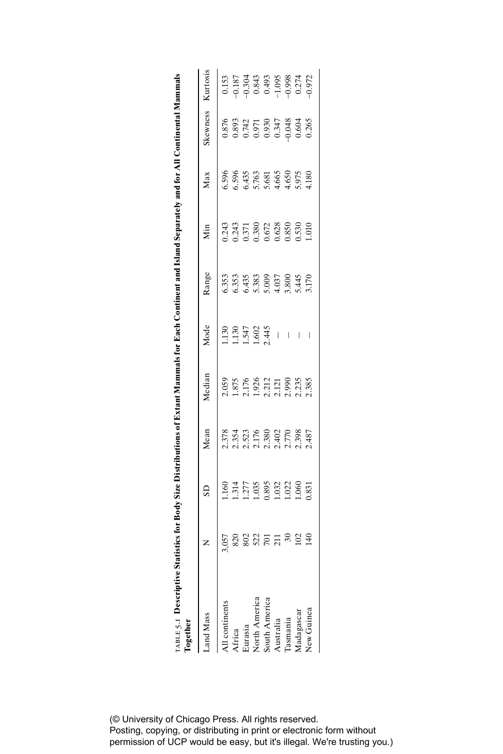TABLE 5.1 **Descriptive Statistics for Body Size Distributions of Extant Mammals for Each Continent and Island Separately and for All Continental Mammals Together**

| Land Mass | N | SD | Mean | Median | Mode | Range | Min | Max | Skewness | Kurtosis |
|---|---|---|---|---|---|---|---|---|---|---|
| All continents | 3,057 | 1.160 | 2.378 | 2.059 | 1.130 | 6.353 | 0.243 | 6.596 | 0.876 | 0.153 |
| Africa | 820 | 1.314 | 2.354 | 1.875 | 1.130 | 6.353 | 0.243 | 6.596 | 0.893 | –0.187 |
| Eurasia | 802 | 1.277 | 2.523 | 2.176 | 1.547 | 6.435 | 0.371 | 6.435 | 0.742 | –0.304 |
| North America | 522 | 1.035 | 2.176 | 1.926 | 1.602 | 5.383 | 0.380 | 5.763 | 0.971 | 0.843 |
| South America | 701 | 0.895 | 2.380 | 2.212 | 2.445 | 5.009 | 0.672 | 5.681 | 0.930 | 0.493 |
| Australia | 211 | 1.032 | 2.402 | 2.121 | — | 4.037 | 0.628 | 4.665 | 0.347 | –1.095 |
| Tasmania | 30 | 1.022 | 2.770 | 2.990 | — | 3.800 | 0.850 | 4.650 | –0.048 | –0.998 |
| Madagascar | 102 | 1.060 | 2.398 | 2.235 | — | 5.445 | 0.530 | 5.975 | 0.604 | 0.274 |
| New Guinea | 140 | 0.831 | 2.487 | 2.385 | — | 3.170 | 1.010 | 4.180 | 0.265 | –0.972 |

(© University of Chicago Press. All rights reserved.
Posting, copying, or distributing in print or electronic form without permission of UCP would be easy, but it's illegal. We're trusting you.)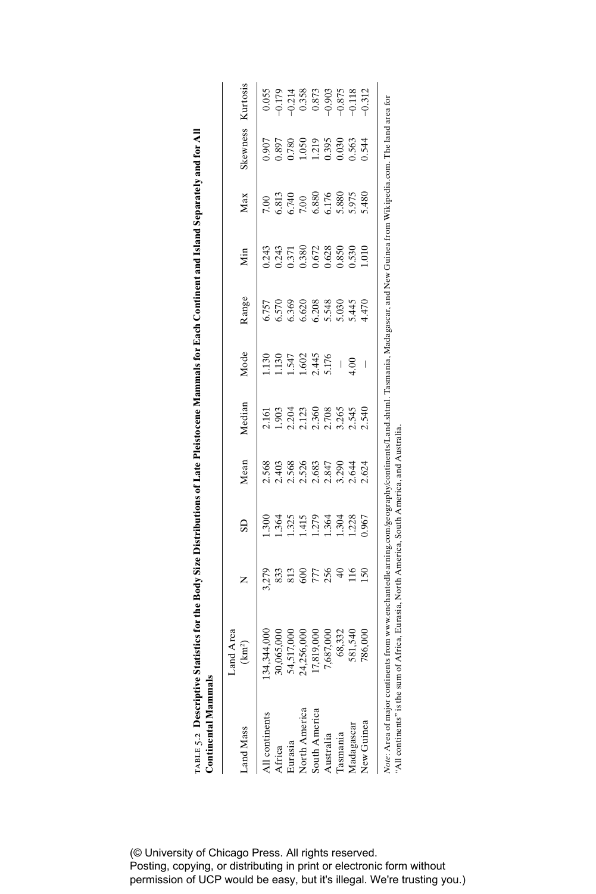TABLE 5.2 **Descriptive Statistics for the Body Size Distributions of Late Pleistocene Mammals for Each Continent and Island Separately and for All Continental Mammals**

| Land Mass | Land Area ($km^2$) | N | SD | Mean | Median | Mode | Range | Min | Max | Skewness | Kurtosis |
|---|---|---|---|---|---|---|---|---|---|---|---|
| All continents[a] | 134,344,000 | 3,279 | 1.300 | 2.568 | 2.161 | 1.130 | 6.757 | 0.243 | 7.00 | 0.907 | 0.055 |
| Africa | 30,065,000 | 833 | 1.364 | 2.403 | 1.903 | 1.130 | 6.570 | 0.243 | 6.813 | 0.897 | −0.179 |
| Eurasia | 54,517,000 | 813 | 1.325 | 2.568 | 2.204 | 1.547 | 6.369 | 0.371 | 6.740 | 0.780 | −0.214 |
| North America | 24,256,000 | 600 | 1.415 | 2.526 | 2.123 | 1.602 | 6.620 | 0.380 | 7.00 | 1.050 | 0.358 |
| South America | 17,819,000 | 777 | 1.279 | 2.683 | 2.360 | 2.445 | 6.208 | 0.672 | 6.880 | 1.219 | 0.873 |
| Australia | 7,687,000 | 256 | 1.364 | 2.847 | 2.708 | 5.176 | 5.548 | 0.628 | 6.176 | 0.395 | −0.903 |
| Tasmania | 68,332 | 40 | 1.304 | 3.290 | 3.265 | — | 5.030 | 0.850 | 5.880 | 0.030 | −0.875 |
| Madagascar | 581,540 | 116 | 1.228 | 2.644 | 2.545 | 4.00 | 5.445 | 0.530 | 5.975 | 0.563 | −0.118 |
| New Guinea | 786,000 | 150 | 0.967 | 2.624 | 2.540 | — | 4.470 | 1.010 | 5.480 | 0.544 | −0.312 |

*Note*: Area of major continents from www.enchantedlearning.com/geography/continents/Land.shtml. Tasmania, Madagascar, and New Guinea from Wikipedia.com. The land area for "All continents" is the sum of Africa, Eurasia, North America, South America, and Australia.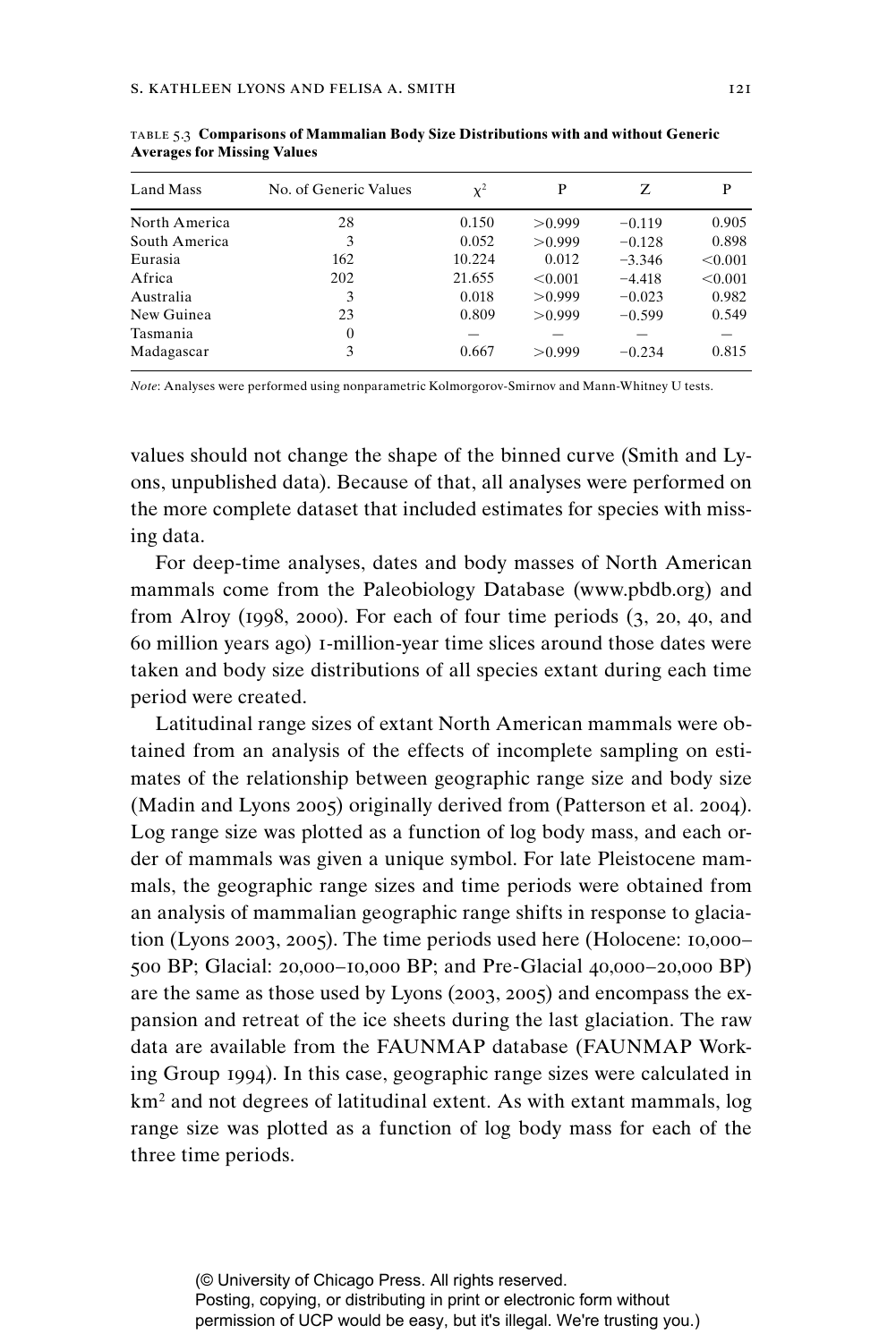TABLE 5.3 **Comparisons of Mammalian Body Size Distributions with and without Generic Averages for Missing Values**

| Land Mass | No. of Generic Values | $\chi^2$ | P | Z | P |
|---|---|---|---|---|---|
| North America | 28 | 0.150 | >0.999 | −0.119 | 0.905 |
| South America | 3 | 0.052 | >0.999 | −0.128 | 0.898 |
| Eurasia | 162 | 10.224 | 0.012 | −3.346 | <0.001 |
| Africa | 202 | 21.655 | <0.001 | −4.418 | <0.001 |
| Australia | 3 | 0.018 | >0.999 | −0.023 | 0.982 |
| New Guinea | 23 | 0.809 | >0.999 | −0.599 | 0.549 |
| Tasmania | 0 | — | — | — | — |
| Madagascar | 3 | 0.667 | >0.999 | −0.234 | 0.815 |

*Note*: Analyses were performed using nonparametric Kolmorgorov-Smirnov and Mann-Whitney U tests.

values should not change the shape of the binned curve (Smith and Lyons, unpublished data). Because of that, all analyses were performed on the more complete dataset that included estimates for species with missing data.

For deep-time analyses, dates and body masses of North American mammals come from the Paleobiology Database (www.pbdb.org) and from Alroy (1998, 2000). For each of four time periods (3, 20, 40, and 60 million years ago) 1-million-year time slices around those dates were taken and body size distributions of all species extant during each time period were created.

Latitudinal range sizes of extant North American mammals were obtained from an analysis of the effects of incomplete sampling on estimates of the relationship between geographic range size and body size (Madin and Lyons 2005) originally derived from (Patterson et al. 2004). Log range size was plotted as a function of log body mass, and each order of mammals was given a unique symbol. For late Pleistocene mammals, the geographic range sizes and time periods were obtained from an analysis of mammalian geographic range shifts in response to glaciation (Lyons 2003, 2005). The time periods used here (Holocene: 10,000–500 BP; Glacial: 20,000–10,000 BP; and Pre-Glacial 40,000–20,000 BP) are the same as those used by Lyons (2003, 2005) and encompass the expansion and retreat of the ice sheets during the last glaciation. The raw data are available from the FAUNMAP database (FAUNMAP Working Group 1994). In this case, geographic range sizes were calculated in $km^2$ and not degrees of latitudinal extent. As with extant mammals, log range size was plotted as a function of log body mass for each of the three time periods.

(© University of Chicago Press. All rights reserved.
Posting, copying, or distributing in print or electronic form without permission of UCP would be easy, but it's illegal. We're trusting you.)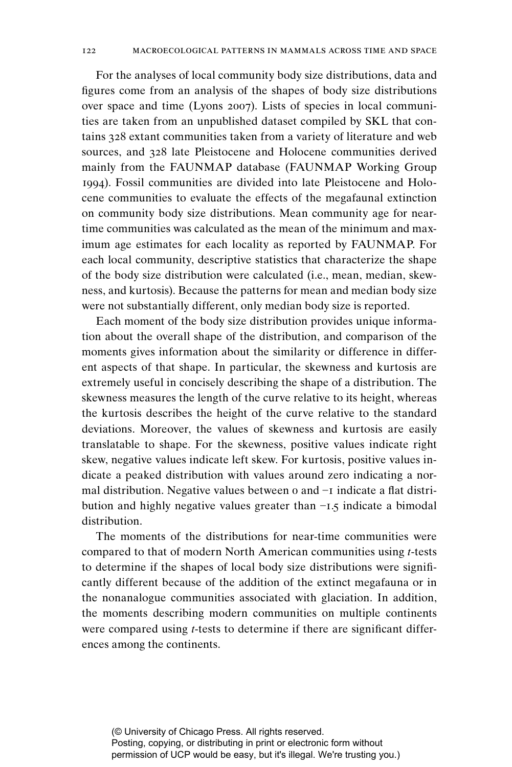For the analyses of local community body size distributions, data and figures come from an analysis of the shapes of body size distributions over space and time (Lyons 2007). Lists of species in local communities are taken from an unpublished dataset compiled by SKL that contains 328 extant communities taken from a variety of literature and web sources, and 328 late Pleistocene and Holocene communities derived mainly from the FAUNMAP database (FAUNMAP Working Group 1994). Fossil communities are divided into late Pleistocene and Holocene communities to evaluate the effects of the megafaunal extinction on community body size distributions. Mean community age for near-time communities was calculated as the mean of the minimum and maximum age estimates for each locality as reported by FAUNMAP. For each local community, descriptive statistics that characterize the shape of the body size distribution were calculated (i.e., mean, median, skewness, and kurtosis). Because the patterns for mean and median body size were not substantially different, only median body size is reported.

Each moment of the body size distribution provides unique information about the overall shape of the distribution, and comparison of the moments gives information about the similarity or difference in different aspects of that shape. In particular, the skewness and kurtosis are extremely useful in concisely describing the shape of a distribution. The skewness measures the length of the curve relative to its height, whereas the kurtosis describes the height of the curve relative to the standard deviations. Moreover, the values of skewness and kurtosis are easily translatable to shape. For the skewness, positive values indicate right skew, negative values indicate left skew. For kurtosis, positive values indicate a peaked distribution with values around zero indicating a normal distribution. Negative values between 0 and −1 indicate a flat distribution and highly negative values greater than −1.5 indicate a bimodal distribution.

The moments of the distributions for near-time communities were compared to that of modern North American communities using *t*-tests to determine if the shapes of local body size distributions were significantly different because of the addition of the extinct megafauna or in the nonanalogue communities associated with glaciation. In addition, the moments describing modern communities on multiple continents were compared using *t*-tests to determine if there are significant differences among the continents.

(© University of Chicago Press. All rights reserved.
Posting, copying, or distributing in print or electronic form without permission of UCP would be easy, but it's illegal. We're trusting you.)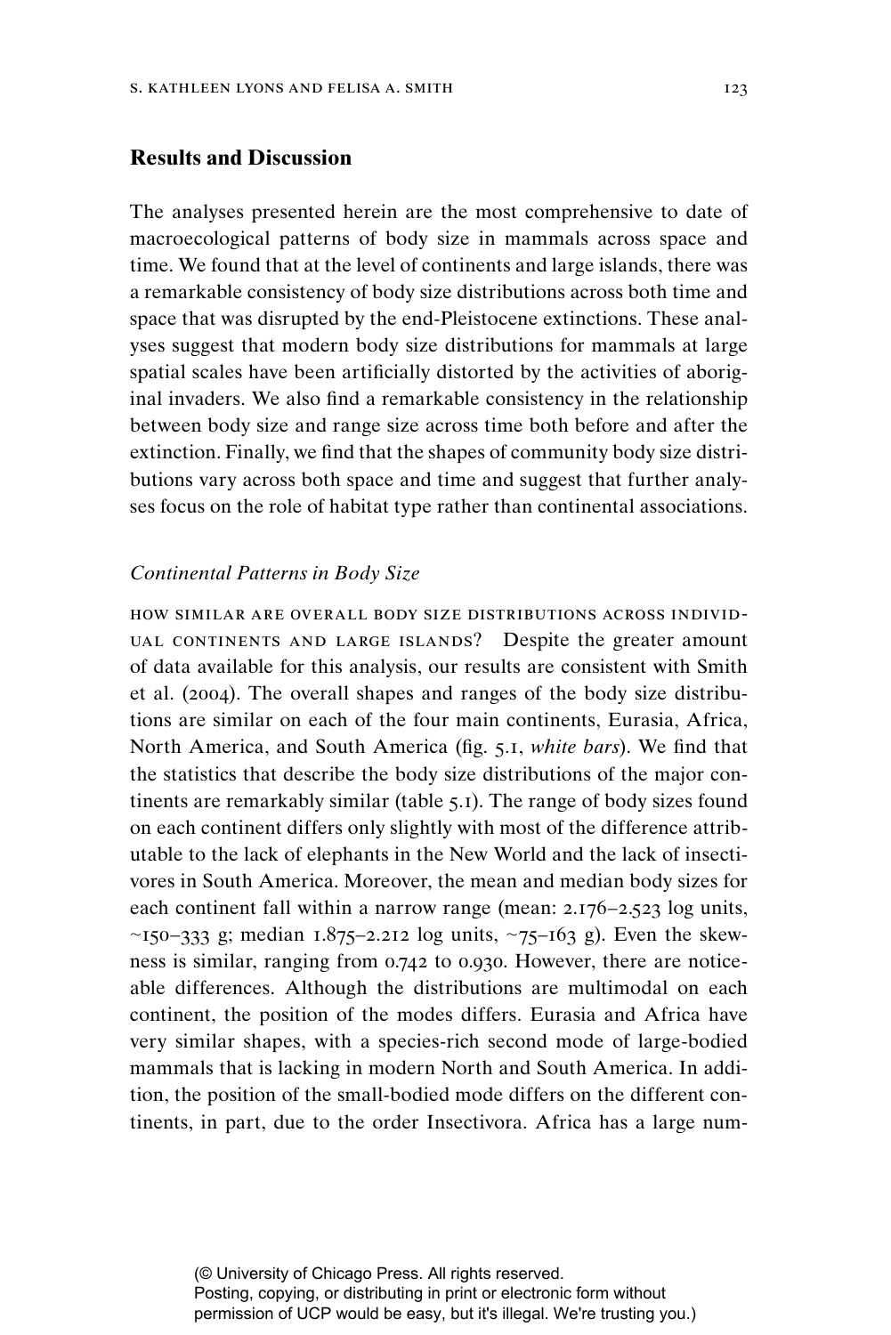## Results and Discussion

The analyses presented herein are the most comprehensive to date of macroecological patterns of body size in mammals across space and time. We found that at the level of continents and large islands, there was a remarkable consistency of body size distributions across both time and space that was disrupted by the end-Pleistocene extinctions. These analyses suggest that modern body size distributions for mammals at large spatial scales have been artificially distorted by the activities of aboriginal invaders. We also find a remarkable consistency in the relationship between body size and range size across time both before and after the extinction. Finally, we find that the shapes of community body size distributions vary across both space and time and suggest that further analyses focus on the role of habitat type rather than continental associations.

### *Continental Patterns in Body Size*

HOW SIMILAR ARE OVERALL BODY SIZE DISTRIBUTIONS ACROSS INDIVIDUAL CONTINENTS AND LARGE ISLANDS? Despite the greater amount of data available for this analysis, our results are consistent with Smith et al. (2004). The overall shapes and ranges of the body size distributions are similar on each of the four main continents, Eurasia, Africa, North America, and South America (fig. 5.1, *white bars*). We find that the statistics that describe the body size distributions of the major continents are remarkably similar (table 5.1). The range of body sizes found on each continent differs only slightly with most of the difference attributable to the lack of elephants in the New World and the lack of insectivores in South America. Moreover, the mean and median body sizes for each continent fall within a narrow range (mean: 2.176–2.523 log units, ~150–333 g; median 1.875–2.212 log units, ~75–163 g). Even the skewness is similar, ranging from 0.742 to 0.930. However, there are noticeable differences. Although the distributions are multimodal on each continent, the position of the modes differs. Eurasia and Africa have very similar shapes, with a species-rich second mode of large-bodied mammals that is lacking in modern North and South America. In addition, the position of the small-bodied mode differs on the different continents, in part, due to the order Insectivora. Africa has a large num-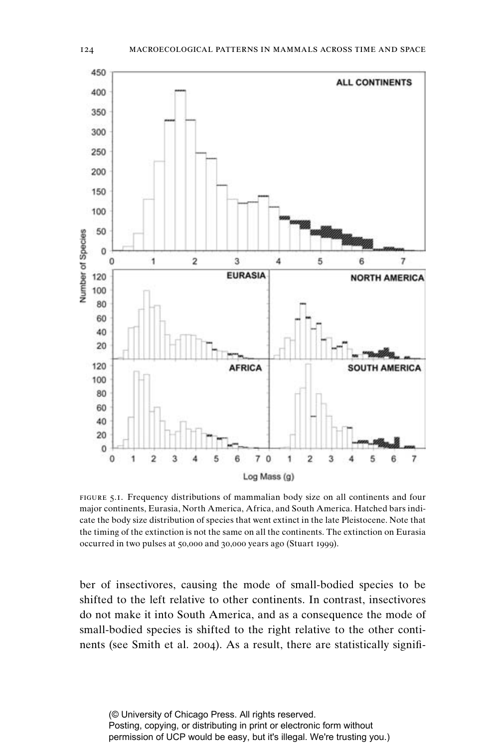ALL CONTINENTS

Number of Species

450
400
350
300
250
200
150
100
50
0

0 1 2 3 4 5 6 7

EURASIA

NORTH AMERICA

120
100
80
60
40
20

AFRICA

SOUTH AMERICA

120
100
80
60
40
20
0

0 1 2 3 4 5 6 7 0 1 2 3 4 5 6 7

Log Mass (g)

FIGURE 5.1. Frequency distributions of mammalian body size on all continents and four major continents, Eurasia, North America, Africa, and South America. Hatched bars indicate the body size distribution of species that went extinct in the late Pleistocene. Note that the timing of the extinction is not the same on all the continents. The extinction on Eurasia occurred in two pulses at 50,000 and 30,000 years ago (Stuart 1999).

ber of insectivores, causing the mode of small-bodied species to be shifted to the left relative to other continents. In contrast, insectivores do not make it into South America, and as a consequence the mode of small-bodied species is shifted to the right relative to the other continents (see Smith et al. 2004). As a result, there are statistically signifi-

(© University of Chicago Press. All rights reserved.
Posting, copying, or distributing in print or electronic form without permission of UCP would be easy, but it's illegal. We're trusting you.)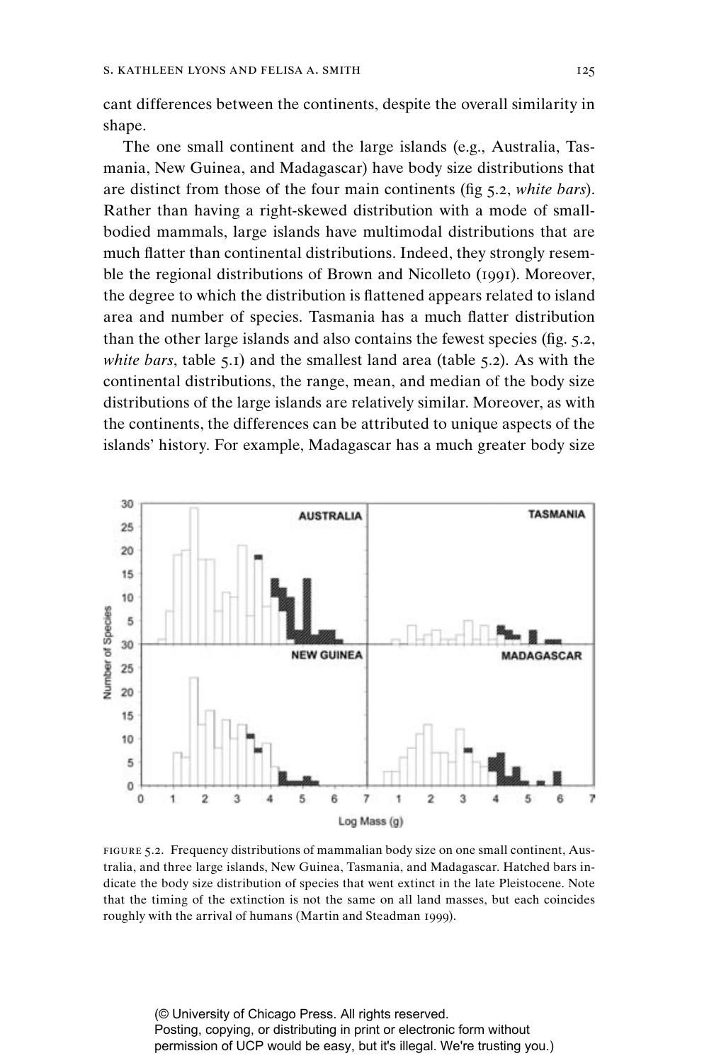cant differences between the continents, despite the overall similarity in shape.

The one small continent and the large islands (e.g., Australia, Tasmania, New Guinea, and Madagascar) have body size distributions that are distinct from those of the four main continents (fig 5.2, *white bars*). Rather than having a right-skewed distribution with a mode of small-bodied mammals, large islands have multimodal distributions that are much flatter than continental distributions. Indeed, they strongly resemble the regional distributions of Brown and Nicolleto (1991). Moreover, the degree to which the distribution is flattened appears related to island area and number of species. Tasmania has a much flatter distribution than the other large islands and also contains the fewest species (fig. 5.2, *white bars*, table 5.1) and the smallest land area (table 5.2). As with the continental distributions, the range, mean, and median of the body size distributions of the large islands are relatively similar. Moreover, as with the continents, the differences can be attributed to unique aspects of the islands' history. For example, Madagascar has a much greater body size

AUSTRALIA
TASMANIA
NEW GUINEA
MADAGASCAR
Number of Species
0
5
10
15
20
25
30
Log Mass (g)
0 1 2 3 4 5 6 7 1 2 3 4 5 6 7

FIGURE 5.2. Frequency distributions of mammalian body size on one small continent, Australia, and three large islands, New Guinea, Tasmania, and Madagascar. Hatched bars indicate the body size distribution of species that went extinct in the late Pleistocene. Note that the timing of the extinction is not the same on all land masses, but each coincides roughly with the arrival of humans (Martin and Steadman 1999).

(© University of Chicago Press. All rights reserved.
Posting, copying, or distributing in print or electronic form without permission of UCP would be easy, but it's illegal. We're trusting you.)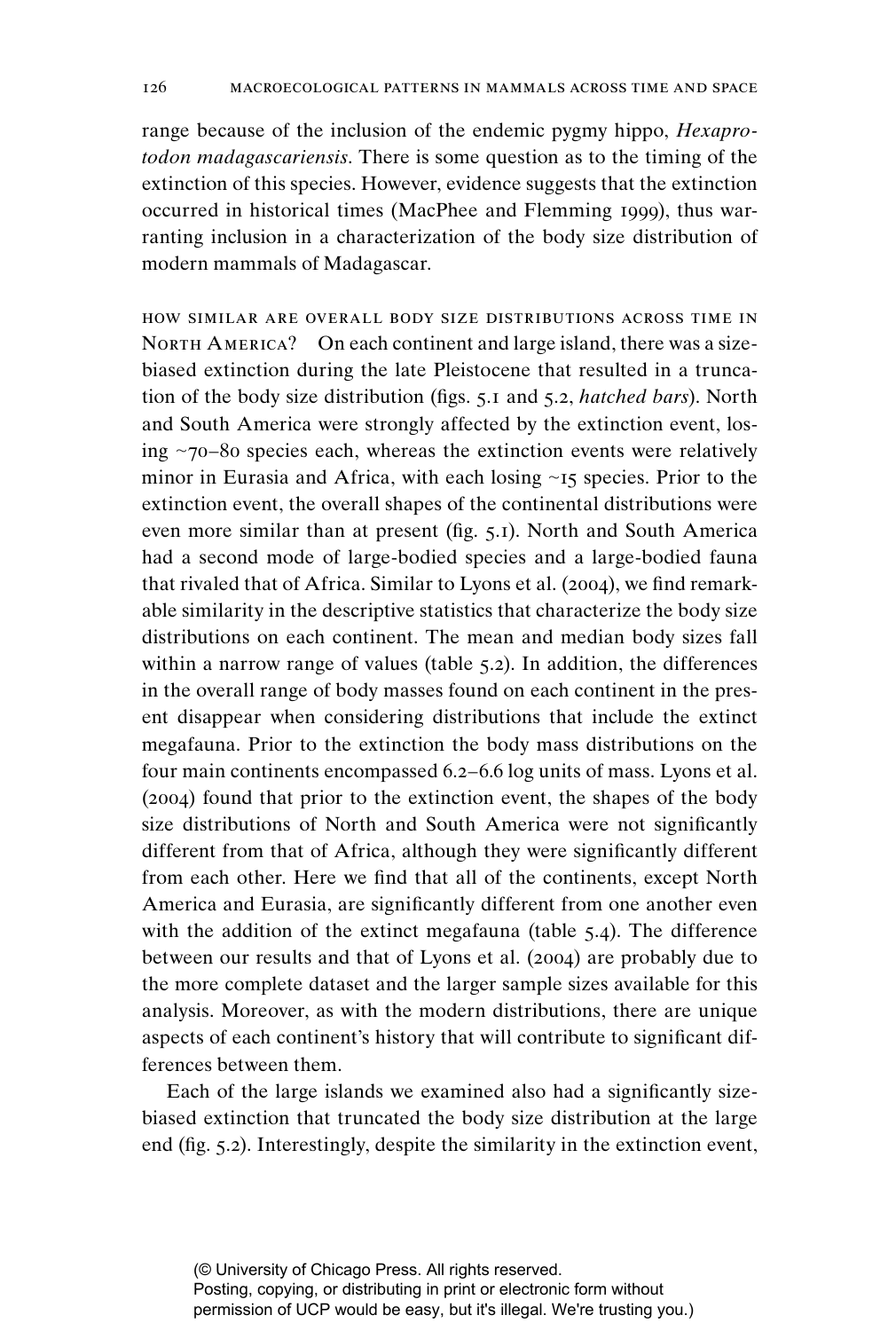range because of the inclusion of the endemic pygmy hippo, *Hexaprotodon madagascariensis*. There is some question as to the timing of the extinction of this species. However, evidence suggests that the extinction occurred in historical times (MacPhee and Flemming 1999), thus warranting inclusion in a characterization of the body size distribution of modern mammals of Madagascar.

HOW SIMILAR ARE OVERALL BODY SIZE DISTRIBUTIONS ACROSS TIME IN NORTH AMERICA? On each continent and large island, there was a size-biased extinction during the late Pleistocene that resulted in a truncation of the body size distribution (figs. 5.1 and 5.2, *hatched bars*). North and South America were strongly affected by the extinction event, losing ~70–80 species each, whereas the extinction events were relatively minor in Eurasia and Africa, with each losing ~15 species. Prior to the extinction event, the overall shapes of the continental distributions were even more similar than at present (fig. 5.1). North and South America had a second mode of large-bodied species and a large-bodied fauna that rivaled that of Africa. Similar to Lyons et al. (2004), we find remarkable similarity in the descriptive statistics that characterize the body size distributions on each continent. The mean and median body sizes fall within a narrow range of values (table 5.2). In addition, the differences in the overall range of body masses found on each continent in the present disappear when considering distributions that include the extinct megafauna. Prior to the extinction the body mass distributions on the four main continents encompassed 6.2–6.6 log units of mass. Lyons et al. (2004) found that prior to the extinction event, the shapes of the body size distributions of North and South America were not significantly different from that of Africa, although they were significantly different from each other. Here we find that all of the continents, except North America and Eurasia, are significantly different from one another even with the addition of the extinct megafauna (table 5.4). The difference between our results and that of Lyons et al. (2004) are probably due to the more complete dataset and the larger sample sizes available for this analysis. Moreover, as with the modern distributions, there are unique aspects of each continent's history that will contribute to significant differences between them.

Each of the large islands we examined also had a significantly size-biased extinction that truncated the body size distribution at the large end (fig. 5.2). Interestingly, despite the similarity in the extinction event,

(© University of Chicago Press. All rights reserved.
Posting, copying, or distributing in print or electronic form without permission of UCP would be easy, but it's illegal. We're trusting you.)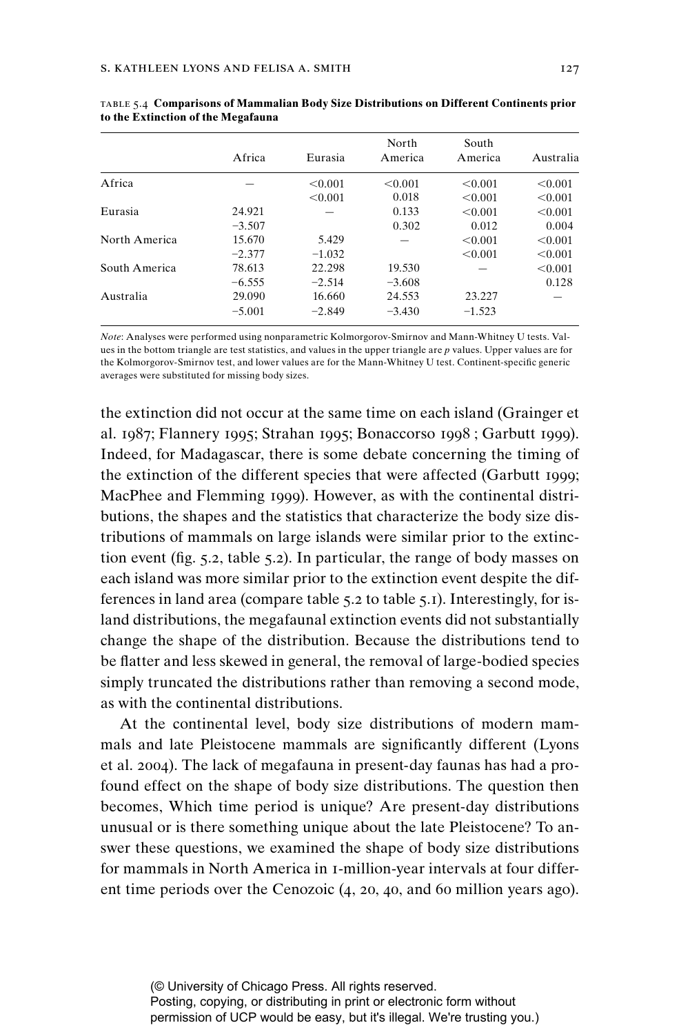TABLE 5.4 **Comparisons of Mammalian Body Size Distributions on Different Continents prior to the Extinction of the Megafauna**

| | Africa | Eurasia | North America | South America | Australia |
|---|---|---|---|---|---|
| Africa | — | <0.001 | <0.001 | <0.001 | <0.001 |
| | | <0.001 | 0.018 | <0.001 | <0.001 |
| Eurasia | 24.921 | — | 0.133 | <0.001 | <0.001 |
| | −3.507 | | 0.302 | 0.012 | 0.004 |
| North America | 15.670 | 5.429 | — | <0.001 | <0.001 |
| | −2.377 | −1.032 | | <0.001 | <0.001 |
| South America | 78.613 | 22.298 | 19.530 | — | <0.001 |
| | −6.555 | −2.514 | −3.608 | | 0.128 |
| Australia | 29.090 | 16.660 | 24.553 | 23.227 | — |
| | −5.001 | −2.849 | −3.430 | −1.523 | |

*Note*: Analyses were performed using nonparametric Kolmorgorov-Smirnov and Mann-Whitney U tests. Values in the bottom triangle are test statistics, and values in the upper triangle are *p* values. Upper values are for the Kolmorgorov-Smirnov test, and lower values are for the Mann-Whitney U test. Continent-specific generic averages were substituted for missing body sizes.

the extinction did not occur at the same time on each island (Grainger et al. 1987; Flannery 1995; Strahan 1995; Bonaccorso 1998 ; Garbutt 1999). Indeed, for Madagascar, there is some debate concerning the timing of the extinction of the different species that were affected (Garbutt 1999; MacPhee and Flemming 1999). However, as with the continental distributions, the shapes and the statistics that characterize the body size distributions of mammals on large islands were similar prior to the extinction event (fig. 5.2, table 5.2). In particular, the range of body masses on each island was more similar prior to the extinction event despite the differences in land area (compare table 5.2 to table 5.1). Interestingly, for island distributions, the megafaunal extinction events did not substantially change the shape of the distribution. Because the distributions tend to be flatter and less skewed in general, the removal of large-bodied species simply truncated the distributions rather than removing a second mode, as with the continental distributions.

At the continental level, body size distributions of modern mammals and late Pleistocene mammals are significantly different (Lyons et al. 2004). The lack of megafauna in present-day faunas has had a profound effect on the shape of body size distributions. The question then becomes, Which time period is unique? Are present-day distributions unusual or is there something unique about the late Pleistocene? To answer these questions, we examined the shape of body size distributions for mammals in North America in 1-million-year intervals at four different time periods over the Cenozoic (4, 20, 40, and 60 million years ago).

(© University of Chicago Press. All rights reserved.
Posting, copying, or distributing in print or electronic form without permission of UCP would be easy, but it's illegal. We're trusting you.)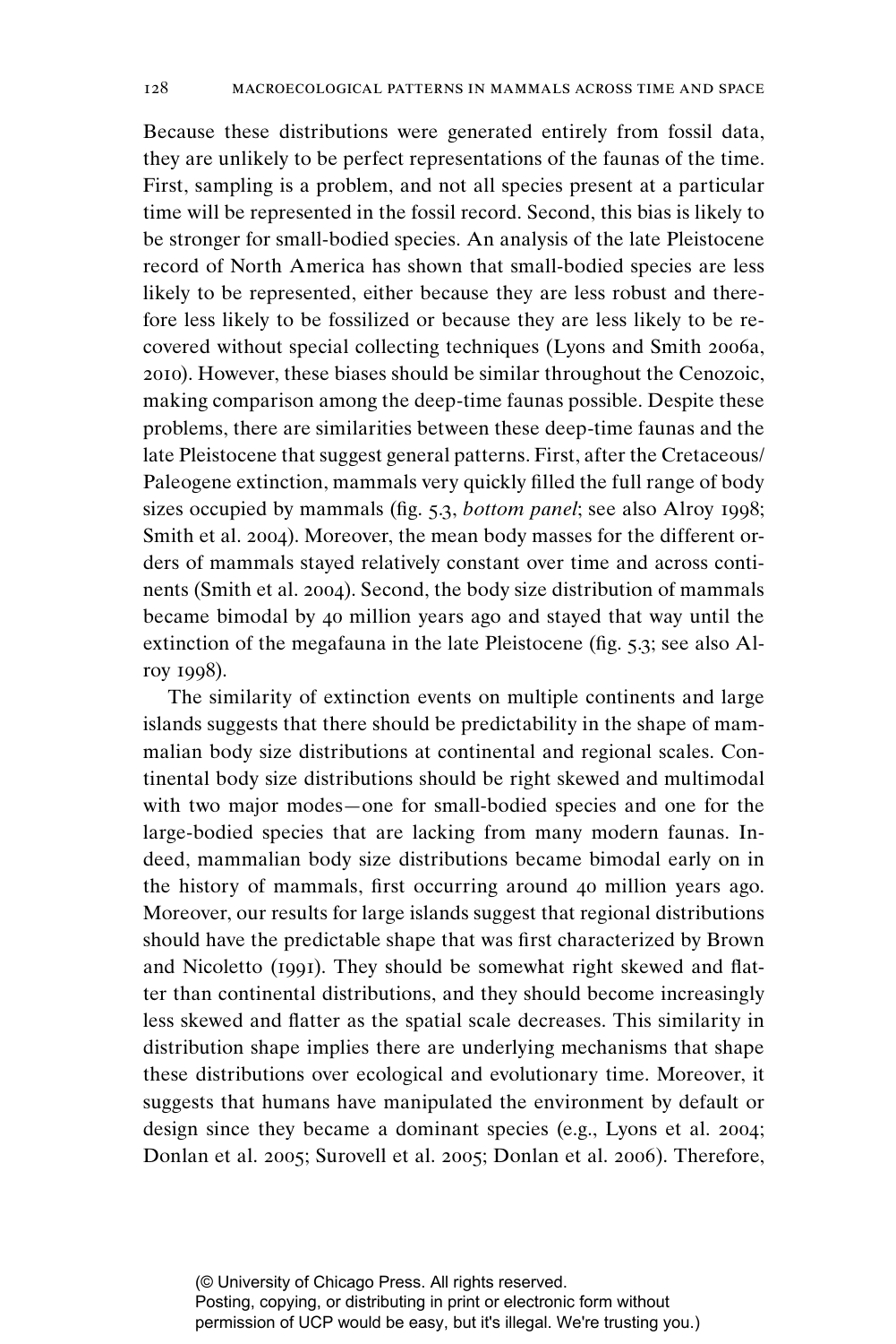Because these distributions were generated entirely from fossil data, they are unlikely to be perfect representations of the faunas of the time. First, sampling is a problem, and not all species present at a particular time will be represented in the fossil record. Second, this bias is likely to be stronger for small-bodied species. An analysis of the late Pleistocene record of North America has shown that small-bodied species are less likely to be represented, either because they are less robust and therefore less likely to be fossilized or because they are less likely to be recovered without special collecting techniques (Lyons and Smith 2006a, 2010). However, these biases should be similar throughout the Cenozoic, making comparison among the deep-time faunas possible. Despite these problems, there are similarities between these deep-time faunas and the late Pleistocene that suggest general patterns. First, after the Cretaceous/Paleogene extinction, mammals very quickly filled the full range of body sizes occupied by mammals (fig. 5.3, *bottom panel*; see also Alroy 1998; Smith et al. 2004). Moreover, the mean body masses for the different orders of mammals stayed relatively constant over time and across continents (Smith et al. 2004). Second, the body size distribution of mammals became bimodal by 40 million years ago and stayed that way until the extinction of the megafauna in the late Pleistocene (fig. 5.3; see also Alroy 1998).

The similarity of extinction events on multiple continents and large islands suggests that there should be predictability in the shape of mammalian body size distributions at continental and regional scales. Continental body size distributions should be right skewed and multimodal with two major modes—one for small-bodied species and one for the large-bodied species that are lacking from many modern faunas. Indeed, mammalian body size distributions became bimodal early on in the history of mammals, first occurring around 40 million years ago. Moreover, our results for large islands suggest that regional distributions should have the predictable shape that was first characterized by Brown and Nicoletto (1991). They should be somewhat right skewed and flatter than continental distributions, and they should become increasingly less skewed and flatter as the spatial scale decreases. This similarity in distribution shape implies there are underlying mechanisms that shape these distributions over ecological and evolutionary time. Moreover, it suggests that humans have manipulated the environment by default or design since they became a dominant species (e.g., Lyons et al. 2004; Donlan et al. 2005; Surovell et al. 2005; Donlan et al. 2006). Therefore,

(© University of Chicago Press. All rights reserved.
Posting, copying, or distributing in print or electronic form without permission of UCP would be easy, but it's illegal. We're trusting you.)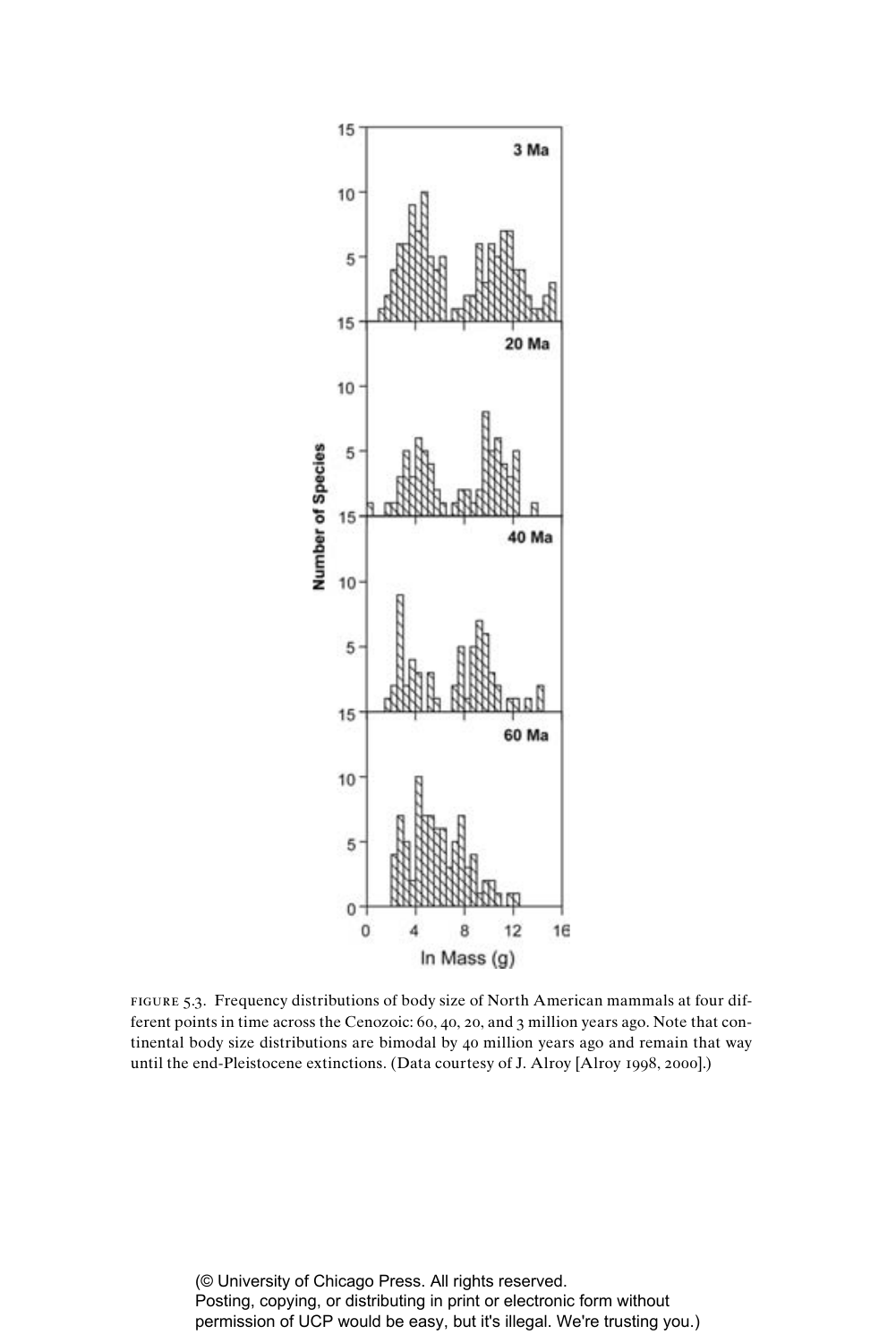15

3 Ma

10

5

15

20 Ma

10

5

15

40 Ma

10

5

15

60 Ma

10

5

0

Number of Species

0 4 8 12 16

ln Mass (g)

FIGURE 5.3. Frequency distributions of body size of North American mammals at four different points in time across the Cenozoic: 60, 40, 20, and 3 million years ago. Note that continental body size distributions are bimodal by 40 million years ago and remain that way until the end-Pleistocene extinctions. (Data courtesy of J. Alroy [Alroy 1998, 2000].)

(© University of Chicago Press. All rights reserved.
Posting, copying, or distributing in print or electronic form without permission of UCP would be easy, but it's illegal. We're trusting you.)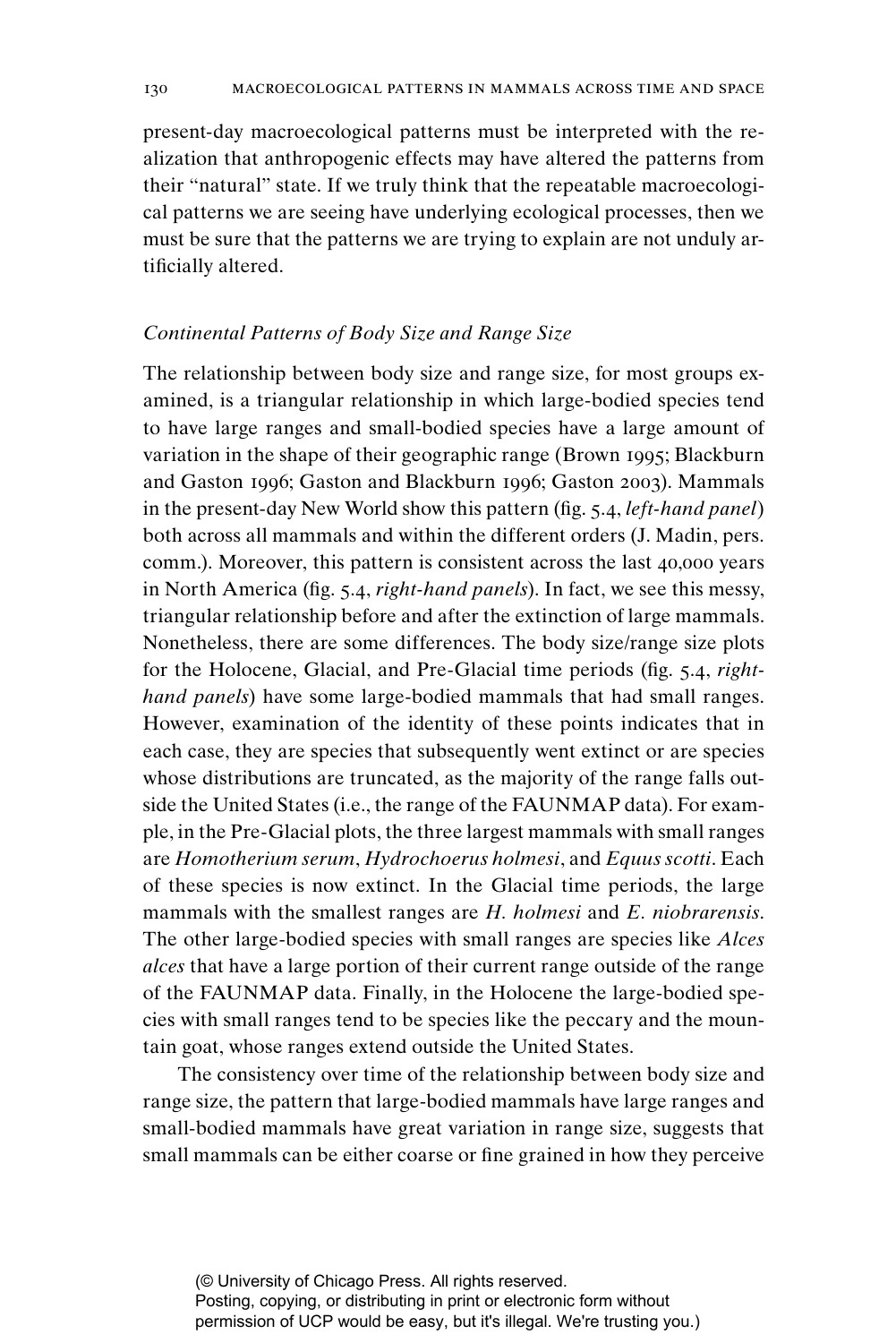present-day macroecological patterns must be interpreted with the realization that anthropogenic effects may have altered the patterns from their "natural" state. If we truly think that the repeatable macroecological patterns we are seeing have underlying ecological processes, then we must be sure that the patterns we are trying to explain are not unduly artificially altered.

### *Continental Patterns of Body Size and Range Size*

The relationship between body size and range size, for most groups examined, is a triangular relationship in which large-bodied species tend to have large ranges and small-bodied species have a large amount of variation in the shape of their geographic range (Brown 1995; Blackburn and Gaston 1996; Gaston and Blackburn 1996; Gaston 2003). Mammals in the present-day New World show this pattern (fig. 5.4, *left-hand panel*) both across all mammals and within the different orders (J. Madin, pers. comm.). Moreover, this pattern is consistent across the last 40,000 years in North America (fig. 5.4, *right-hand panels*). In fact, we see this messy, triangular relationship before and after the extinction of large mammals. Nonetheless, there are some differences. The body size/range size plots for the Holocene, Glacial, and Pre-Glacial time periods (fig. 5.4, *right-hand panels*) have some large-bodied mammals that had small ranges. However, examination of the identity of these points indicates that in each case, they are species that subsequently went extinct or are species whose distributions are truncated, as the majority of the range falls outside the United States (i.e., the range of the FAUNMAP data). For example, in the Pre-Glacial plots, the three largest mammals with small ranges are *Homotherium serum*, *Hydrochoerus holmesi*, and *Equus scotti*. Each of these species is now extinct. In the Glacial time periods, the large mammals with the smallest ranges are *H. holmesi* and *E. niobrarensis*. The other large-bodied species with small ranges are species like *Alces alces* that have a large portion of their current range outside of the range of the FAUNMAP data. Finally, in the Holocene the large-bodied species with small ranges tend to be species like the peccary and the mountain goat, whose ranges extend outside the United States.

The consistency over time of the relationship between body size and range size, the pattern that large-bodied mammals have large ranges and small-bodied mammals have great variation in range size, suggests that small mammals can be either coarse or fine grained in how they perceive

(© University of Chicago Press. All rights reserved.
Posting, copying, or distributing in print or electronic form without permission of UCP would be easy, but it's illegal. We're trusting you.)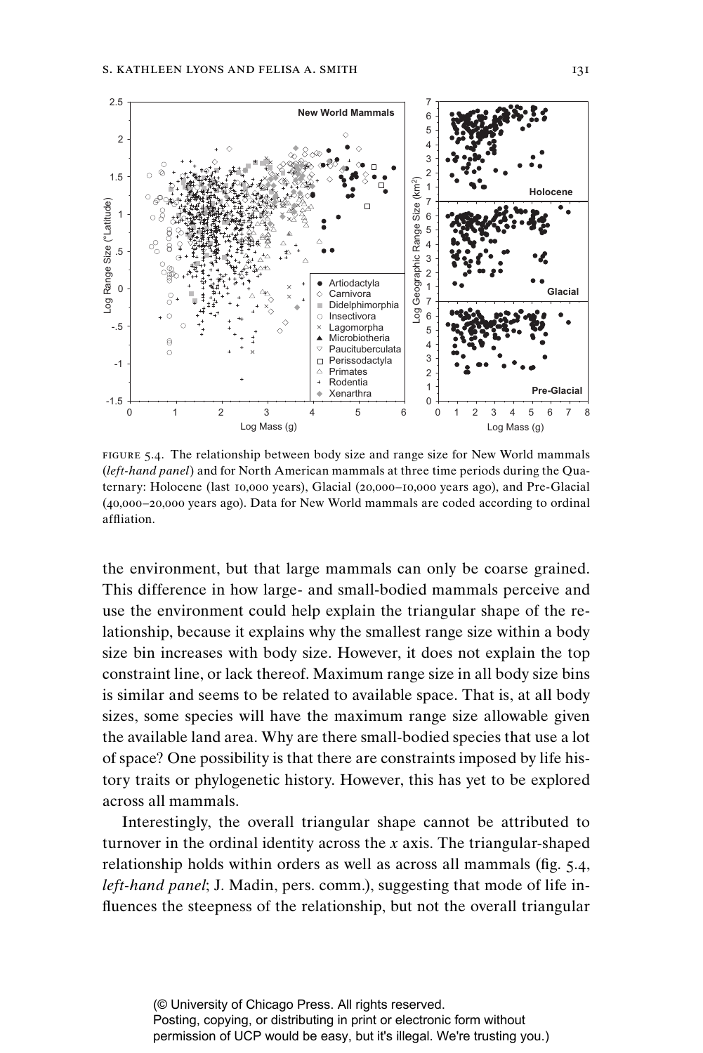2.5
2
1.5
1
.5
0
-.5
-1
-1.5
0 1 2 3 4 5 6
Log Mass (g)
Log Range Size (°Latitude)
New World Mammals
Artiodactyla
Carnivora
Didelphimorphia
Insectivora
Lagomorpha
Microbiotheria
Paucituberculata
Perissodactyla
Primates
Rodentia
Xenarthra

7
6
5
4
3
2
1
0
0 1 2 3 4 5 6 7 8
Log Mass (g)
Log Geographic Range Size (km²)
Holocene
Glacial
Pre-Glacial

FIGURE 5.4. The relationship between body size and range size for New World mammals (*left-hand panel*) and for North American mammals at three time periods during the Quaternary: Holocene (last 10,000 years), Glacial (20,000–10,000 years ago), and Pre-Glacial (40,000–20,000 years ago). Data for New World mammals are coded according to ordinal affliation.

the environment, but that large mammals can only be coarse grained. This difference in how large- and small-bodied mammals perceive and use the environment could help explain the triangular shape of the relationship, because it explains why the smallest range size within a body size bin increases with body size. However, it does not explain the top constraint line, or lack thereof. Maximum range size in all body size bins is similar and seems to be related to available space. That is, at all body sizes, some species will have the maximum range size allowable given the available land area. Why are there small-bodied species that use a lot of space? One possibility is that there are constraints imposed by life history traits or phylogenetic history. However, this has yet to be explored across all mammals.

Interestingly, the overall triangular shape cannot be attributed to turnover in the ordinal identity across the *x* axis. The triangular-shaped relationship holds within orders as well as across all mammals (fig. 5.4, *left-hand panel*; J. Madin, pers. comm.), suggesting that mode of life influences the steepness of the relationship, but not the overall triangular

(© University of Chicago Press. All rights reserved.
Posting, copying, or distributing in print or electronic form without permission of UCP would be easy, but it's illegal. We're trusting you.)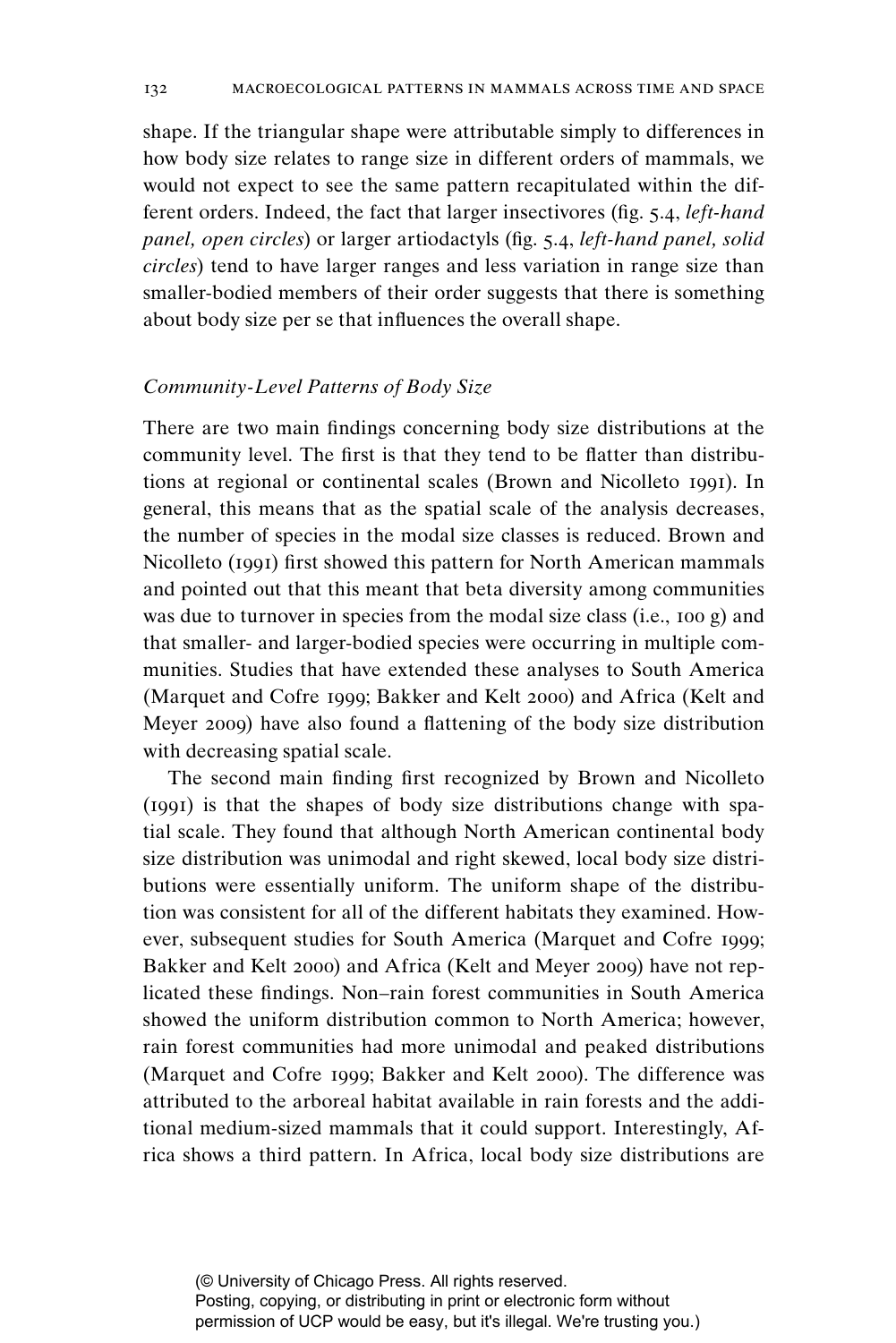shape. If the triangular shape were attributable simply to differences in how body size relates to range size in different orders of mammals, we would not expect to see the same pattern recapitulated within the different orders. Indeed, the fact that larger insectivores (fig. 5.4, *left-hand panel, open circles*) or larger artiodactyls (fig. 5.4, *left-hand panel, solid circles*) tend to have larger ranges and less variation in range size than smaller-bodied members of their order suggests that there is something about body size per se that influences the overall shape.

### *Community-Level Patterns of Body Size*

There are two main findings concerning body size distributions at the community level. The first is that they tend to be flatter than distributions at regional or continental scales (Brown and Nicolleto 1991). In general, this means that as the spatial scale of the analysis decreases, the number of species in the modal size classes is reduced. Brown and Nicolleto (1991) first showed this pattern for North American mammals and pointed out that this meant that beta diversity among communities was due to turnover in species from the modal size class (i.e., 100 g) and that smaller- and larger-bodied species were occurring in multiple communities. Studies that have extended these analyses to South America (Marquet and Cofre 1999; Bakker and Kelt 2000) and Africa (Kelt and Meyer 2009) have also found a flattening of the body size distribution with decreasing spatial scale.

The second main finding first recognized by Brown and Nicolleto (1991) is that the shapes of body size distributions change with spatial scale. They found that although North American continental body size distribution was unimodal and right skewed, local body size distributions were essentially uniform. The uniform shape of the distribution was consistent for all of the different habitats they examined. However, subsequent studies for South America (Marquet and Cofre 1999; Bakker and Kelt 2000) and Africa (Kelt and Meyer 2009) have not replicated these findings. Non–rain forest communities in South America showed the uniform distribution common to North America; however, rain forest communities had more unimodal and peaked distributions (Marquet and Cofre 1999; Bakker and Kelt 2000). The difference was attributed to the arboreal habitat available in rain forests and the additional medium-sized mammals that it could support. Interestingly, Africa shows a third pattern. In Africa, local body size distributions are

(© University of Chicago Press. All rights reserved.
Posting, copying, or distributing in print or electronic form without permission of UCP would be easy, but it's illegal. We're trusting you.)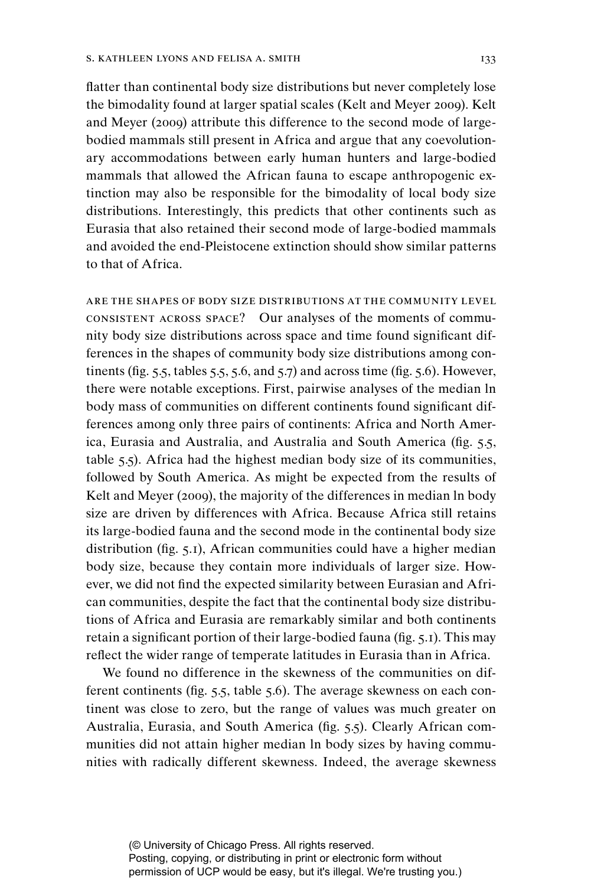flatter than continental body size distributions but never completely lose the bimodality found at larger spatial scales (Kelt and Meyer 2009). Kelt and Meyer (2009) attribute this difference to the second mode of large-bodied mammals still present in Africa and argue that any coevolutionary accommodations between early human hunters and large-bodied mammals that allowed the African fauna to escape anthropogenic extinction may also be responsible for the bimodality of local body size distributions. Interestingly, this predicts that other continents such as Eurasia that also retained their second mode of large-bodied mammals and avoided the end-Pleistocene extinction should show similar patterns to that of Africa.

ARE THE SHAPES OF BODY SIZE DISTRIBUTIONS AT THE COMMUNITY LEVEL CONSISTENT ACROSS SPACE? Our analyses of the moments of community body size distributions across space and time found significant differences in the shapes of community body size distributions among continents (fig. 5.5, tables 5.5, 5.6, and 5.7) and across time (fig. 5.6). However, there were notable exceptions. First, pairwise analyses of the median ln body mass of communities on different continents found significant differences among only three pairs of continents: Africa and North America, Eurasia and Australia, and Australia and South America (fig. 5.5, table 5.5). Africa had the highest median body size of its communities, followed by South America. As might be expected from the results of Kelt and Meyer (2009), the majority of the differences in median ln body size are driven by differences with Africa. Because Africa still retains its large-bodied fauna and the second mode in the continental body size distribution (fig. 5.1), African communities could have a higher median body size, because they contain more individuals of larger size. However, we did not find the expected similarity between Eurasian and African communities, despite the fact that the continental body size distributions of Africa and Eurasia are remarkably similar and both continents retain a significant portion of their large-bodied fauna (fig. 5.1). This may reflect the wider range of temperate latitudes in Eurasia than in Africa.

We found no difference in the skewness of the communities on different continents (fig. 5.5, table 5.6). The average skewness on each continent was close to zero, but the range of values was much greater on Australia, Eurasia, and South America (fig. 5.5). Clearly African communities did not attain higher median ln body sizes by having communities with radically different skewness. Indeed, the average skewness

(© University of Chicago Press. All rights reserved.
Posting, copying, or distributing in print or electronic form without permission of UCP would be easy, but it's illegal. We're trusting you.)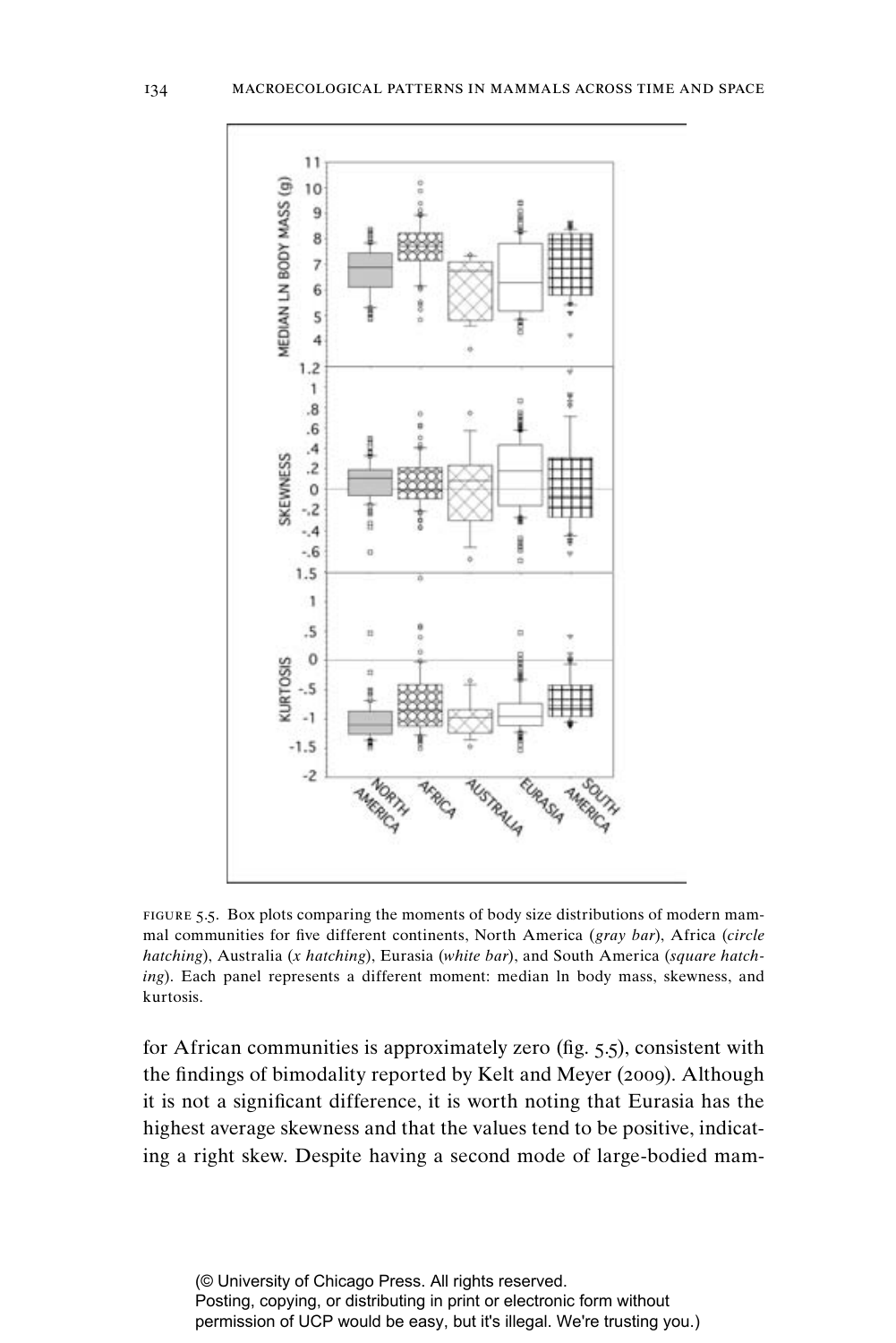MEDIAN LN BODY MASS (g)

11
10
9
8
7
6
5
4

SKEWNESS

1.2
1
.8
.6
.4
.2
0
-.2
-.4
-.6

KURTOSIS

1.5
1
.5
0
-.5
-1
-1.5
-2

NORTH AMERICA
AFRICA
AUSTRALIA
EURASIA
SOUTH AMERICA

FIGURE 5.5. Box plots comparing the moments of body size distributions of modern mammal communities for five different continents, North America (*gray bar*), Africa (*circle hatching*), Australia (*x hatching*), Eurasia (*white bar*), and South America (*square hatching*). Each panel represents a different moment: median ln body mass, skewness, and kurtosis.

for African communities is approximately zero (fig. 5.5), consistent with the findings of bimodality reported by Kelt and Meyer (2009). Although it is not a significant difference, it is worth noting that Eurasia has the highest average skewness and that the values tend to be positive, indicating a right skew. Despite having a second mode of large-bodied mam-

(© University of Chicago Press. All rights reserved.
Posting, copying, or distributing in print or electronic form without permission of UCP would be easy, but it's illegal. We're trusting you.)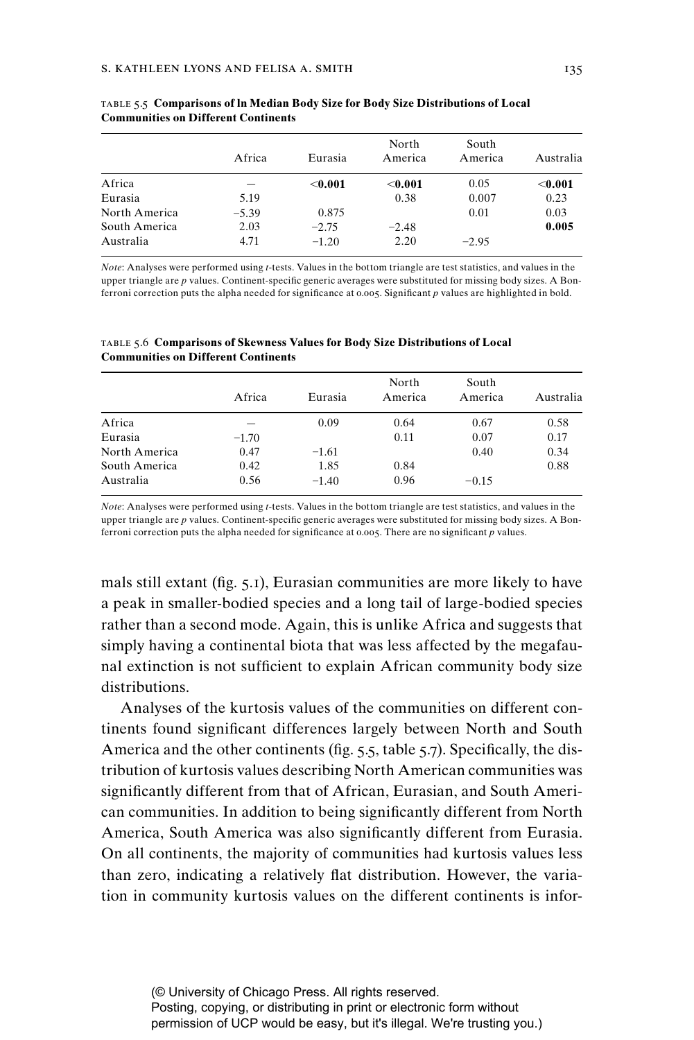TABLE 5.5 **Comparisons of ln Median Body Size for Body Size Distributions of Local Communities on Different Continents**

| | Africa | Eurasia | North America | South America | Australia |
|---|---|---|---|---|---|
| Africa | – | **<0.001** | **<0.001** | 0.05 | **<0.001** |
| Eurasia | 5.19 | | 0.38 | 0.007 | 0.23 |
| North America | −5.39 | 0.875 | | 0.01 | 0.03 |
| South America | 2.03 | −2.75 | −2.48 | | **0.005** |
| Australia | 4.71 | −1.20 | 2.20 | −2.95 | |

*Note*: Analyses were performed using *t*-tests. Values in the bottom triangle are test statistics, and values in the upper triangle are *p* values. Continent-specific generic averages were substituted for missing body sizes. A Bonferroni correction puts the alpha needed for significance at 0.005. Significant *p* values are highlighted in bold.

TABLE 5.6 **Comparisons of Skewness Values for Body Size Distributions of Local Communities on Different Continents**

| | Africa | Eurasia | North America | South America | Australia |
|---|---|---|---|---|---|
| Africa | – | 0.09 | 0.64 | 0.67 | 0.58 |
| Eurasia | −1.70 | | 0.11 | 0.07 | 0.17 |
| North America | 0.47 | −1.61 | | 0.40 | 0.34 |
| South America | 0.42 | 1.85 | 0.84 | | 0.88 |
| Australia | 0.56 | −1.40 | 0.96 | −0.15 | |

*Note*: Analyses were performed using *t*-tests. Values in the bottom triangle are test statistics, and values in the upper triangle are *p* values. Continent-specific generic averages were substituted for missing body sizes. A Bonferroni correction puts the alpha needed for significance at 0.005. There are no significant *p* values.

mals still extant (fig. 5.1), Eurasian communities are more likely to have a peak in smaller-bodied species and a long tail of large-bodied species rather than a second mode. Again, this is unlike Africa and suggests that simply having a continental biota that was less affected by the megafaunal extinction is not sufficient to explain African community body size distributions.

Analyses of the kurtosis values of the communities on different continents found significant differences largely between North and South America and the other continents (fig. 5.5, table 5.7). Specifically, the distribution of kurtosis values describing North American communities was significantly different from that of African, Eurasian, and South American communities. In addition to being significantly different from North America, South America was also significantly different from Eurasia. On all continents, the majority of communities had kurtosis values less than zero, indicating a relatively flat distribution. However, the variation in community kurtosis values on the different continents is infor-

(© University of Chicago Press. All rights reserved.
Posting, copying, or distributing in print or electronic form without permission of UCP would be easy, but it's illegal. We're trusting you.)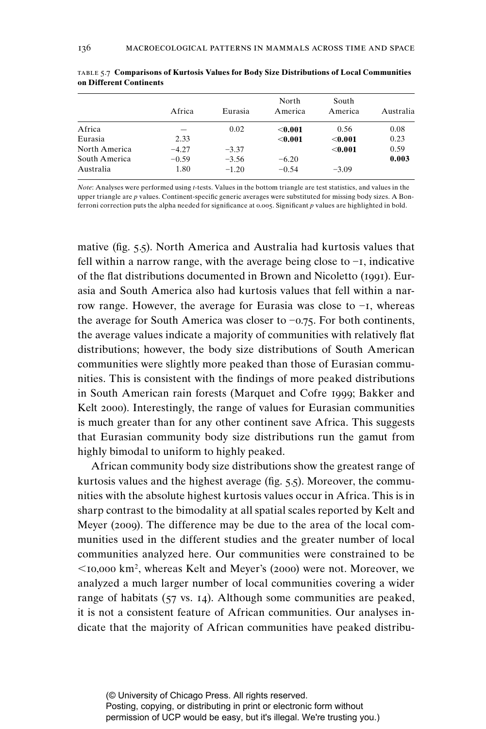TABLE 5.7 **Comparisons of Kurtosis Values for Body Size Distributions of Local Communities on Different Continents**

| | Africa | Eurasia | North America | South America | Australia |
|---|---|---|---|---|---|
| Africa | — | 0.02 | **<0.001** | 0.56 | 0.08 |
| Eurasia | 2.33 | | **<0.001** | **<0.001** | 0.23 |
| North America | −4.27 | −3.37 | | **<0.001** | 0.59 |
| South America | −0.59 | −3.56 | −6.20 | | **0.003** |
| Australia | 1.80 | −1.20 | −0.54 | −3.09 | |

*Note*: Analyses were performed using *t*-tests. Values in the bottom triangle are test statistics, and values in the upper triangle are *p* values. Continent-specific generic averages were substituted for missing body sizes. A Bonferroni correction puts the alpha needed for significance at 0.005. Significant *p* values are highlighted in bold.

mative (fig. 5.5). North America and Australia had kurtosis values that fell within a narrow range, with the average being close to −1, indicative of the flat distributions documented in Brown and Nicoletto (1991). Eurasia and South America also had kurtosis values that fell within a narrow range. However, the average for Eurasia was close to −1, whereas the average for South America was closer to −0.75. For both continents, the average values indicate a majority of communities with relatively flat distributions; however, the body size distributions of South American communities were slightly more peaked than those of Eurasian communities. This is consistent with the findings of more peaked distributions in South American rain forests (Marquet and Cofre 1999; Bakker and Kelt 2000). Interestingly, the range of values for Eurasian communities is much greater than for any other continent save Africa. This suggests that Eurasian community body size distributions run the gamut from highly bimodal to uniform to highly peaked.

African community body size distributions show the greatest range of kurtosis values and the highest average (fig. 5.5). Moreover, the communities with the absolute highest kurtosis values occur in Africa. This is in sharp contrast to the bimodality at all spatial scales reported by Kelt and Meyer (2009). The difference may be due to the area of the local communities used in the different studies and the greater number of local communities analyzed here. Our communities were constrained to be <10,000 km$^2$, whereas Kelt and Meyer's (2000) were not. Moreover, we analyzed a much larger number of local communities covering a wider range of habitats (57 vs. 14). Although some communities are peaked, it is not a consistent feature of African communities. Our analyses indicate that the majority of African communities have peaked distribu-

(© University of Chicago Press. All rights reserved.
Posting, copying, or distributing in print or electronic form without permission of UCP would be easy, but it's illegal. We're trusting you.)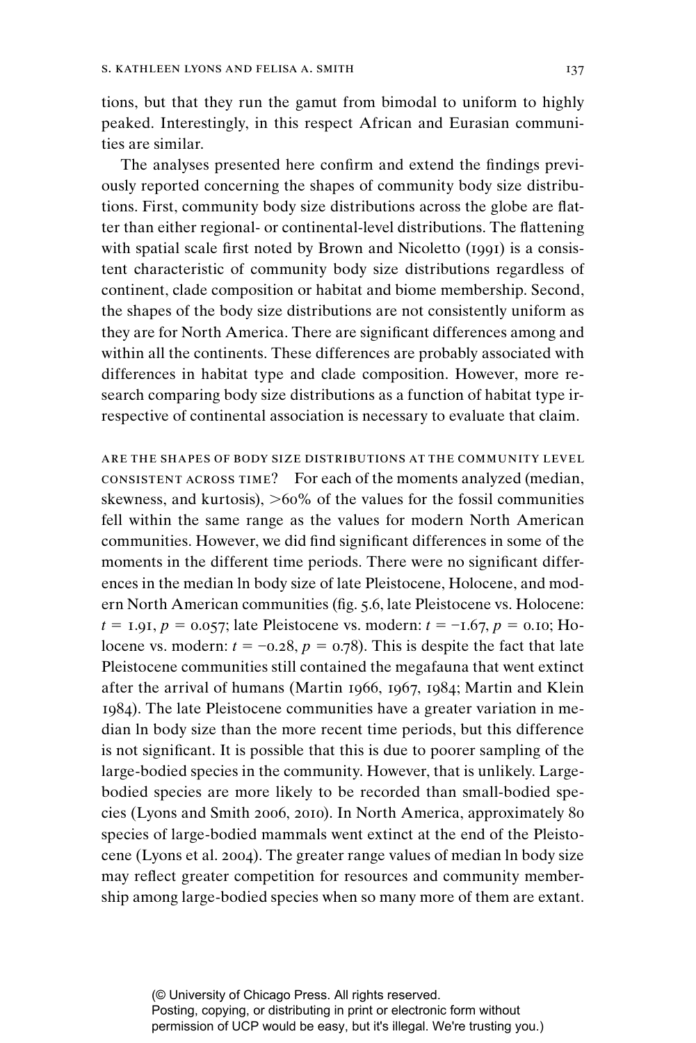tions, but that they run the gamut from bimodal to uniform to highly peaked. Interestingly, in this respect African and Eurasian communities are similar.

The analyses presented here confirm and extend the findings previously reported concerning the shapes of community body size distributions. First, community body size distributions across the globe are flatter than either regional- or continental-level distributions. The flattening with spatial scale first noted by Brown and Nicoletto (1991) is a consistent characteristic of community body size distributions regardless of continent, clade composition or habitat and biome membership. Second, the shapes of the body size distributions are not consistently uniform as they are for North America. There are significant differences among and within all the continents. These differences are probably associated with differences in habitat type and clade composition. However, more research comparing body size distributions as a function of habitat type irrespective of continental association is necessary to evaluate that claim.

ARE THE SHAPES OF BODY SIZE DISTRIBUTIONS AT THE COMMUNITY LEVEL CONSISTENT ACROSS TIME? For each of the moments analyzed (median, skewness, and kurtosis), >60% of the values for the fossil communities fell within the same range as the values for modern North American communities. However, we did find significant differences in some of the moments in the different time periods. There were no significant differences in the median ln body size of late Pleistocene, Holocene, and modern North American communities (fig. 5.6, late Pleistocene vs. Holocene: $t = 1.91$, $p = 0.057$; late Pleistocene vs. modern: $t = -1.67$, $p = 0.10$; Holocene vs. modern: $t = -0.28$, $p = 0.78$). This is despite the fact that late Pleistocene communities still contained the megafauna that went extinct after the arrival of humans (Martin 1966, 1967, 1984; Martin and Klein 1984). The late Pleistocene communities have a greater variation in median ln body size than the more recent time periods, but this difference is not significant. It is possible that this is due to poorer sampling of the large-bodied species in the community. However, that is unlikely. Large-bodied species are more likely to be recorded than small-bodied species (Lyons and Smith 2006, 2010). In North America, approximately 80 species of large-bodied mammals went extinct at the end of the Pleistocene (Lyons et al. 2004). The greater range values of median ln body size may reflect greater competition for resources and community membership among large-bodied species when so many more of them are extant.

(© University of Chicago Press. All rights reserved. Posting, copying, or distributing in print or electronic form without permission of UCP would be easy, but it's illegal. We're trusting you.)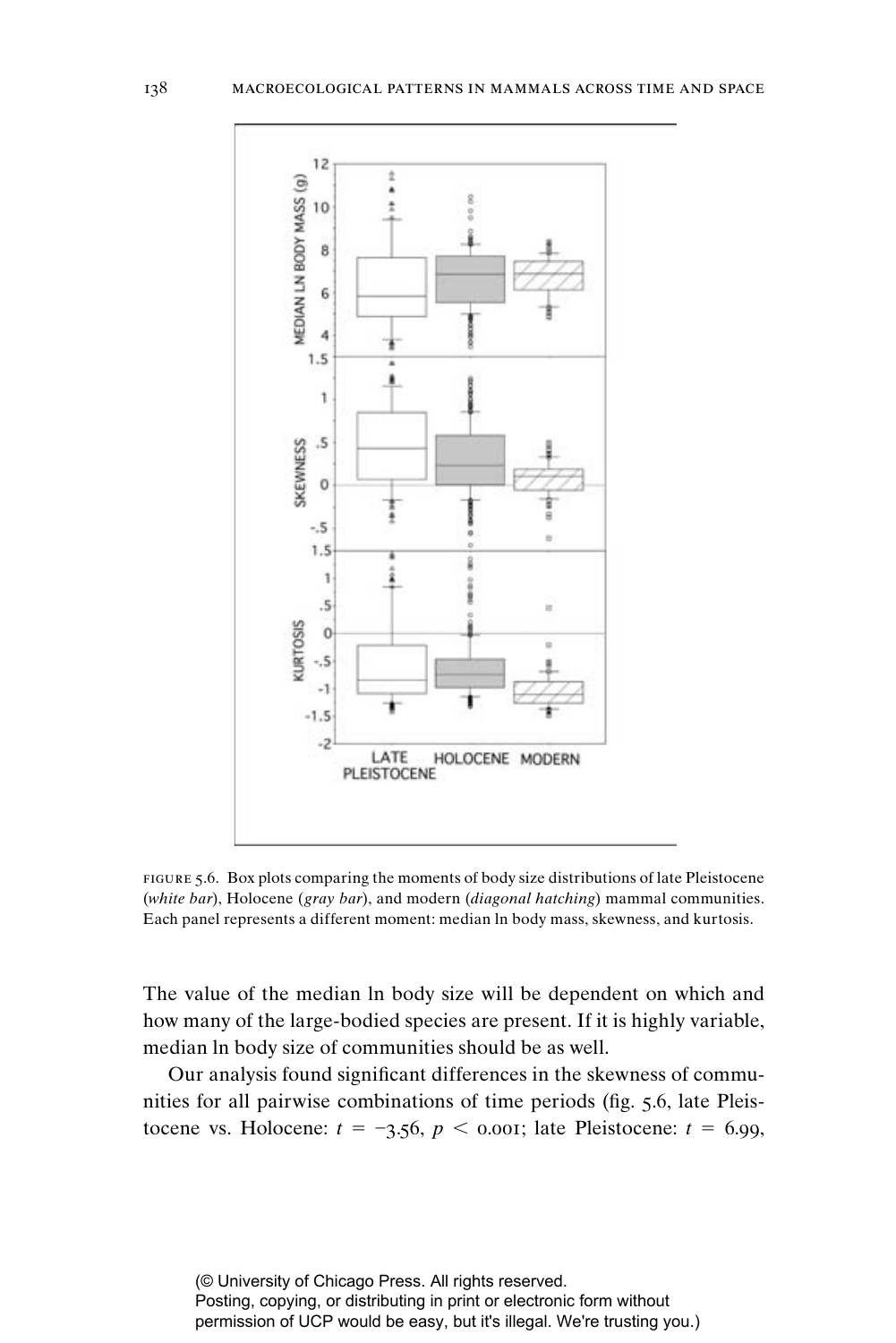FIGURE 5.6. Box plots comparing the moments of body size distributions of late Pleistocene (*white bar*), Holocene (*gray bar*), and modern (*diagonal hatching*) mammal communities. Each panel represents a different moment: median ln body mass, skewness, and kurtosis.

The value of the median ln body size will be dependent on which and how many of the large-bodied species are present. If it is highly variable, median ln body size of communities should be as well.

Our analysis found significant differences in the skewness of communities for all pairwise combinations of time periods (fig. 5.6, late Pleistocene vs. Holocene: $t = -3.56$, $p < 0.001$; late Pleistocene: $t = 6.99$,

(© University of Chicago Press. All rights reserved.
Posting, copying, or distributing in print or electronic form without permission of UCP would be easy, but it's illegal. We're trusting you.)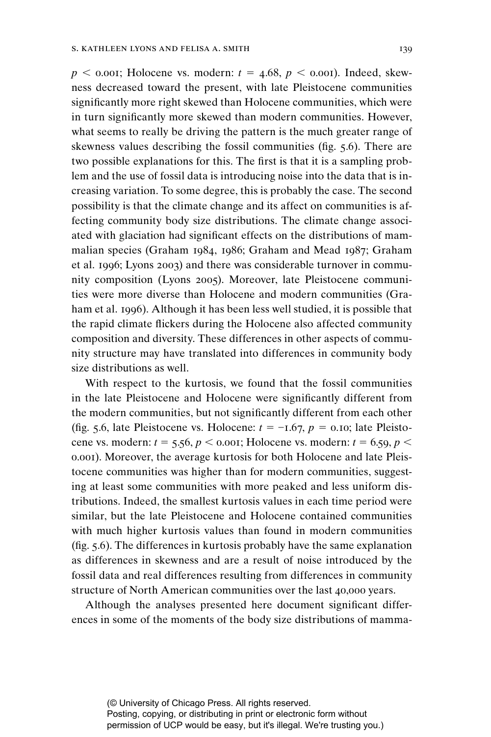$p < 0.001$; Holocene vs. modern: $t = 4.68$, $p < 0.001$). Indeed, skewness decreased toward the present, with late Pleistocene communities significantly more right skewed than Holocene communities, which were in turn significantly more skewed than modern communities. However, what seems to really be driving the pattern is the much greater range of skewness values describing the fossil communities (fig. 5.6). There are two possible explanations for this. The first is that it is a sampling problem and the use of fossil data is introducing noise into the data that is increasing variation. To some degree, this is probably the case. The second possibility is that the climate change and its affect on communities is affecting community body size distributions. The climate change associated with glaciation had significant effects on the distributions of mammalian species (Graham 1984, 1986; Graham and Mead 1987; Graham et al. 1996; Lyons 2003) and there was considerable turnover in community composition (Lyons 2005). Moreover, late Pleistocene communities were more diverse than Holocene and modern communities (Graham et al. 1996). Although it has been less well studied, it is possible that the rapid climate flickers during the Holocene also affected community composition and diversity. These differences in other aspects of community structure may have translated into differences in community body size distributions as well.

With respect to the kurtosis, we found that the fossil communities in the late Pleistocene and Holocene were significantly different from the modern communities, but not significantly different from each other (fig. 5.6, late Pleistocene vs. Holocene: $t = -1.67$, $p = 0.10$; late Pleistocene vs. modern: $t = 5.56$, $p < 0.001$; Holocene vs. modern: $t = 6.59$, $p < 0.001$). Moreover, the average kurtosis for both Holocene and late Pleistocene communities was higher than for modern communities, suggesting at least some communities with more peaked and less uniform distributions. Indeed, the smallest kurtosis values in each time period were similar, but the late Pleistocene and Holocene contained communities with much higher kurtosis values than found in modern communities (fig. 5.6). The differences in kurtosis probably have the same explanation as differences in skewness and are a result of noise introduced by the fossil data and real differences resulting from differences in community structure of North American communities over the last 40,000 years.

Although the analyses presented here document significant differences in some of the moments of the body size distributions of mamma-

(© University of Chicago Press. All rights reserved. Posting, copying, or distributing in print or electronic form without permission of UCP would be easy, but it's illegal. We're trusting you.)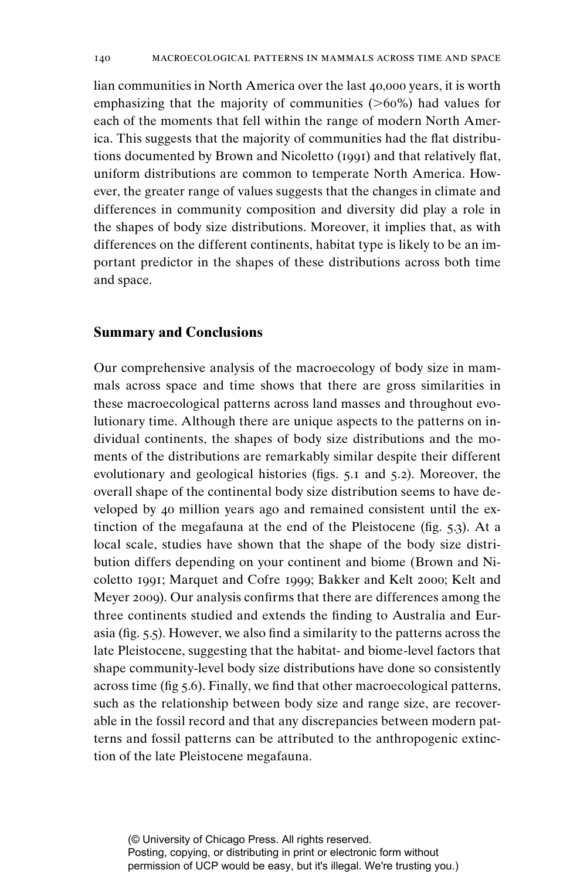lian communities in North America over the last 40,000 years, it is worth emphasizing that the majority of communities (>60%) had values for each of the moments that fell within the range of modern North America. This suggests that the majority of communities had the flat distributions documented by Brown and Nicoletto (1991) and that relatively flat, uniform distributions are common to temperate North America. However, the greater range of values suggests that the changes in climate and differences in community composition and diversity did play a role in the shapes of body size distributions. Moreover, it implies that, as with differences on the different continents, habitat type is likely to be an important predictor in the shapes of these distributions across both time and space.

## Summary and Conclusions

Our comprehensive analysis of the macroecology of body size in mammals across space and time shows that there are gross similarities in these macroecological patterns across land masses and throughout evolutionary time. Although there are unique aspects to the patterns on individual continents, the shapes of body size distributions and the moments of the distributions are remarkably similar despite their different evolutionary and geological histories (figs. 5.1 and 5.2). Moreover, the overall shape of the continental body size distribution seems to have developed by 40 million years ago and remained consistent until the extinction of the megafauna at the end of the Pleistocene (fig. 5.3). At a local scale, studies have shown that the shape of the body size distribution differs depending on your continent and biome (Brown and Nicoletto 1991; Marquet and Cofre 1999; Bakker and Kelt 2000; Kelt and Meyer 2009). Our analysis confirms that there are differences among the three continents studied and extends the finding to Australia and Eurasia (fig. 5.5). However, we also find a similarity to the patterns across the late Pleistocene, suggesting that the habitat- and biome-level factors that shape community-level body size distributions have done so consistently across time (fig 5.6). Finally, we find that other macroecological patterns, such as the relationship between body size and range size, are recoverable in the fossil record and that any discrepancies between modern patterns and fossil patterns can be attributed to the anthropogenic extinction of the late Pleistocene megafauna.

(© University of Chicago Press. All rights reserved.
Posting, copying, or distributing in print or electronic form without permission of UCP would be easy, but it's illegal. We're trusting you.)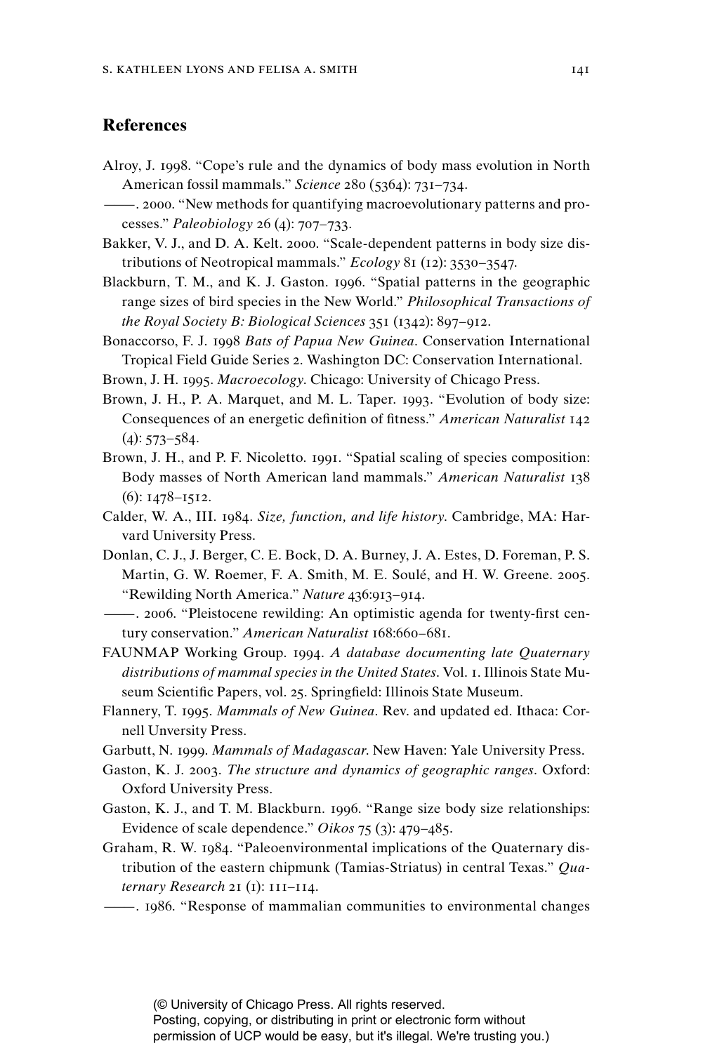## References

Alroy, J. 1998. "Cope's rule and the dynamics of body mass evolution in North American fossil mammals." *Science* 280 (5364): 731–734.

——. 2000. "New methods for quantifying macroevolutionary patterns and processes." *Paleobiology* 26 (4): 707–733.

Bakker, V. J., and D. A. Kelt. 2000. "Scale-dependent patterns in body size distributions of Neotropical mammals." *Ecology* 81 (12): 3530–3547.

Blackburn, T. M., and K. J. Gaston. 1996. "Spatial patterns in the geographic range sizes of bird species in the New World." *Philosophical Transactions of the Royal Society B: Biological Sciences* 351 (1342): 897–912.

Bonaccorso, F. J. 1998 *Bats of Papua New Guinea*. Conservation International Tropical Field Guide Series 2. Washington DC: Conservation International.

Brown, J. H. 1995. *Macroecology*. Chicago: University of Chicago Press.

Brown, J. H., P. A. Marquet, and M. L. Taper. 1993. "Evolution of body size: Consequences of an energetic definition of fitness." *American Naturalist* 142 (4): 573–584.

Brown, J. H., and P. F. Nicoletto. 1991. "Spatial scaling of species composition: Body masses of North American land mammals." *American Naturalist* 138 (6): 1478–1512.

Calder, W. A., III. 1984. *Size, function, and life history*. Cambridge, MA: Harvard University Press.

Donlan, C. J., J. Berger, C. E. Bock, D. A. Burney, J. A. Estes, D. Foreman, P. S. Martin, G. W. Roemer, F. A. Smith, M. E. Soulé, and H. W. Greene. 2005. "Rewilding North America." *Nature* 436:913–914.

——. 2006. "Pleistocene rewilding: An optimistic agenda for twenty-first century conservation." *American Naturalist* 168:660–681.

FAUNMAP Working Group. 1994. *A database documenting late Quaternary distributions of mammal species in the United States*. Vol. 1. Illinois State Museum Scientific Papers, vol. 25. Springfield: Illinois State Museum.

Flannery, T. 1995. *Mammals of New Guinea*. Rev. and updated ed. Ithaca: Cornell Unversity Press.

Garbutt, N. 1999. *Mammals of Madagascar*. New Haven: Yale University Press.

Gaston, K. J. 2003. *The structure and dynamics of geographic ranges*. Oxford: Oxford University Press.

Gaston, K. J., and T. M. Blackburn. 1996. "Range size body size relationships: Evidence of scale dependence." *Oikos* 75 (3): 479–485.

Graham, R. W. 1984. "Paleoenvironmental implications of the Quaternary distribution of the eastern chipmunk (Tamias-Striatus) in central Texas." *Quaternary Research* 21 (1): 111–114.

——. 1986. "Response of mammalian communities to environmental changes

(© University of Chicago Press. All rights reserved.
Posting, copying, or distributing in print or electronic form without permission of UCP would be easy, but it's illegal. We're trusting you.)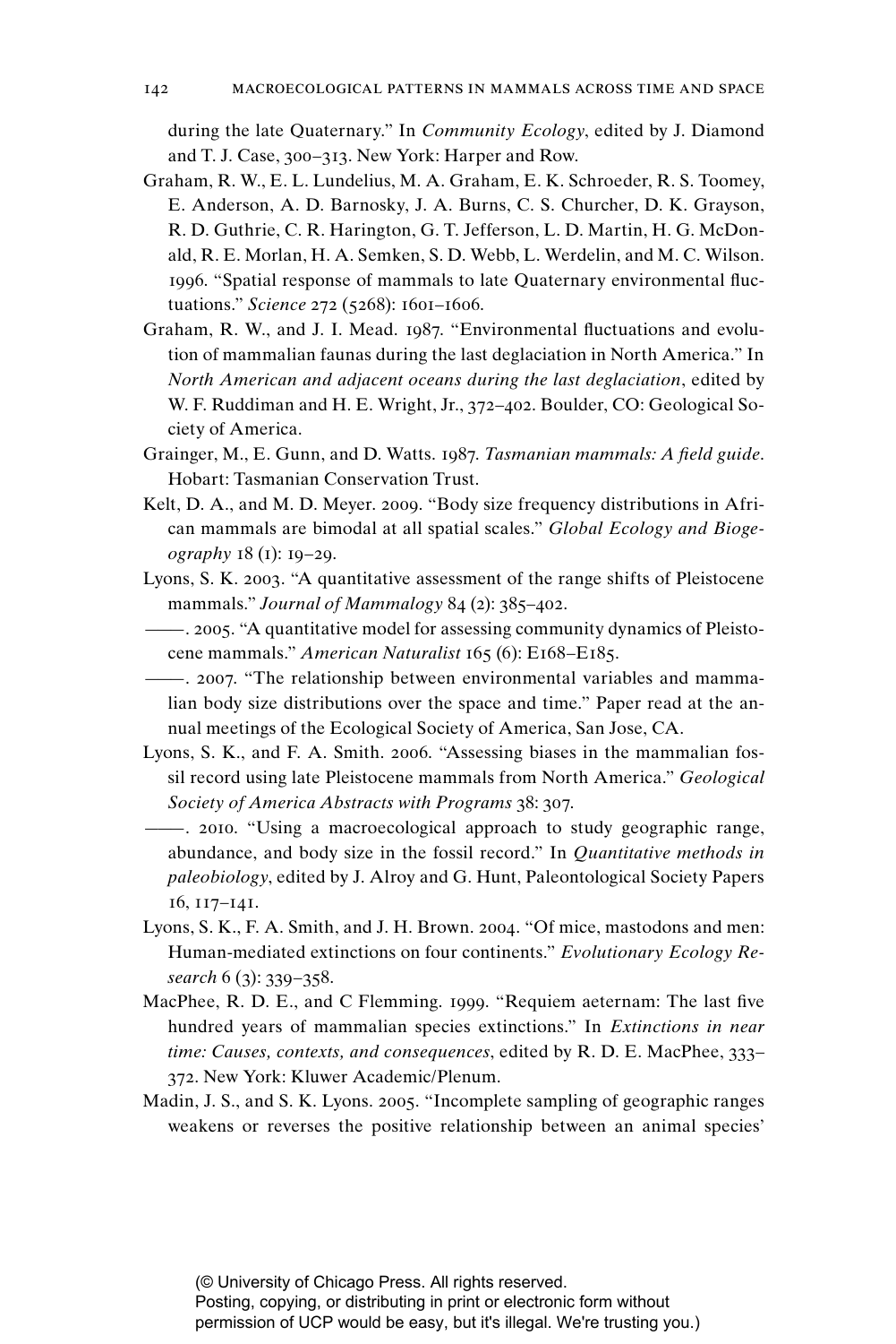during the late Quaternary." In *Community Ecology*, edited by J. Diamond and T. J. Case, 300–313. New York: Harper and Row.

Graham, R. W., E. L. Lundelius, M. A. Graham, E. K. Schroeder, R. S. Toomey, E. Anderson, A. D. Barnosky, J. A. Burns, C. S. Churcher, D. K. Grayson, R. D. Guthrie, C. R. Harington, G. T. Jefferson, L. D. Martin, H. G. McDonald, R. E. Morlan, H. A. Semken, S. D. Webb, L. Werdelin, and M. C. Wilson. 1996. "Spatial response of mammals to late Quaternary environmental fluctuations." *Science* 272 (5268): 1601–1606.

Graham, R. W., and J. I. Mead. 1987. "Environmental fluctuations and evolution of mammalian faunas during the last deglaciation in North America." In *North American and adjacent oceans during the last deglaciation*, edited by W. F. Ruddiman and H. E. Wright, Jr., 372–402. Boulder, CO: Geological Society of America.

Grainger, M., E. Gunn, and D. Watts. 1987. *Tasmanian mammals: A field guide*. Hobart: Tasmanian Conservation Trust.

Kelt, D. A., and M. D. Meyer. 2009. "Body size frequency distributions in African mammals are bimodal at all spatial scales." *Global Ecology and Biogeography* 18 (1): 19–29.

Lyons, S. K. 2003. "A quantitative assessment of the range shifts of Pleistocene mammals." *Journal of Mammalogy* 84 (2): 385–402.

——. 2005. "A quantitative model for assessing community dynamics of Pleistocene mammals." *American Naturalist* 165 (6): E168–E185.

——. 2007. "The relationship between environmental variables and mammalian body size distributions over the space and time." Paper read at the annual meetings of the Ecological Society of America, San Jose, CA.

Lyons, S. K., and F. A. Smith. 2006. "Assessing biases in the mammalian fossil record using late Pleistocene mammals from North America." *Geological Society of America Abstracts with Programs* 38: 307.

——. 2010. "Using a macroecological approach to study geographic range, abundance, and body size in the fossil record." In *Quantitative methods in paleobiology*, edited by J. Alroy and G. Hunt, Paleontological Society Papers 16, 117–141.

Lyons, S. K., F. A. Smith, and J. H. Brown. 2004. "Of mice, mastodons and men: Human-mediated extinctions on four continents." *Evolutionary Ecology Research* 6 (3): 339–358.

MacPhee, R. D. E., and C Flemming. 1999. "Requiem aeternam: The last five hundred years of mammalian species extinctions." In *Extinctions in near time: Causes, contexts, and consequences*, edited by R. D. E. MacPhee, 333–372. New York: Kluwer Academic/Plenum.

Madin, J. S., and S. K. Lyons. 2005. "Incomplete sampling of geographic ranges weakens or reverses the positive relationship between an animal species'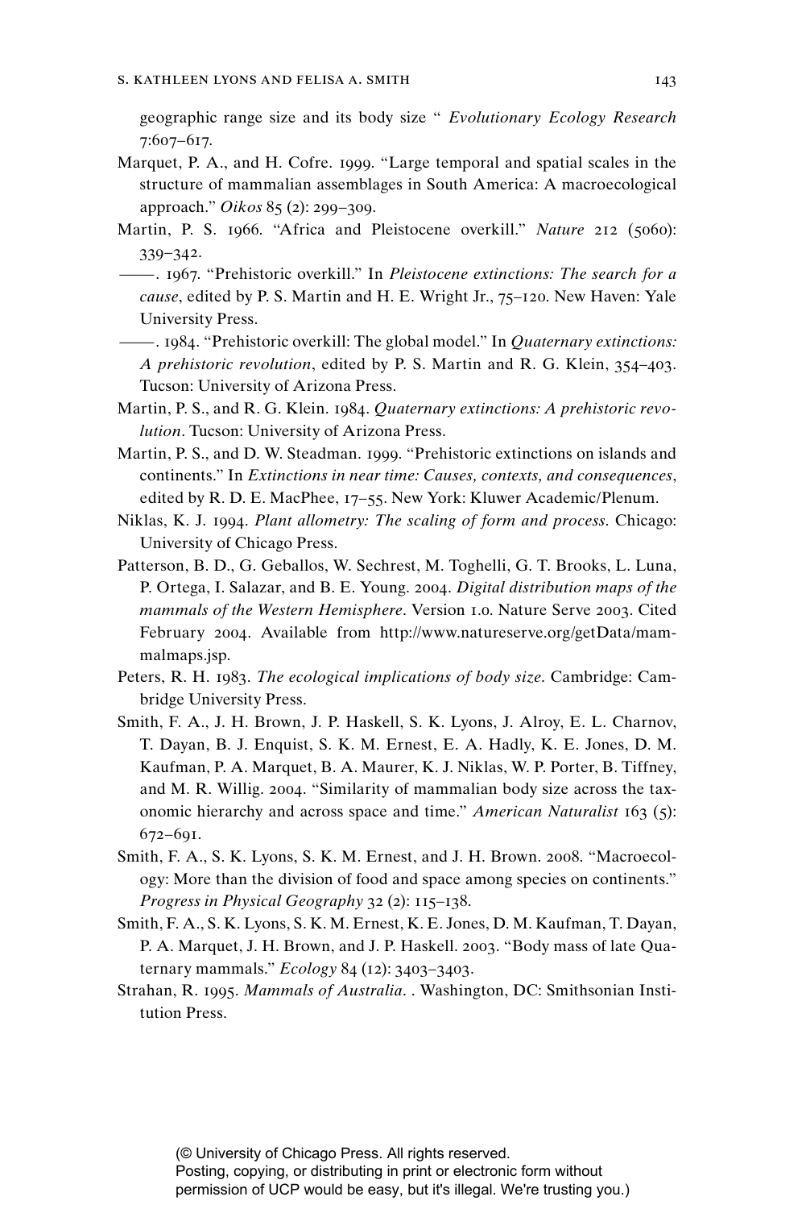geographic range size and its body size " *Evolutionary Ecology Research* 7:607–617.

Marquet, P. A., and H. Cofre. 1999. "Large temporal and spatial scales in the structure of mammalian assemblages in South America: A macroecological approach." *Oikos* 85 (2): 299–309.

Martin, P. S. 1966. "Africa and Pleistocene overkill." *Nature* 212 (5060): 339–342.

——. 1967. "Prehistoric overkill." In *Pleistocene extinctions: The search for a cause*, edited by P. S. Martin and H. E. Wright Jr., 75–120. New Haven: Yale University Press.

——. 1984. "Prehistoric overkill: The global model." In *Quaternary extinctions: A prehistoric revolution*, edited by P. S. Martin and R. G. Klein, 354–403. Tucson: University of Arizona Press.

Martin, P. S., and R. G. Klein. 1984. *Quaternary extinctions: A prehistoric revolution*. Tucson: University of Arizona Press.

Martin, P. S., and D. W. Steadman. 1999. "Prehistoric extinctions on islands and continents." In *Extinctions in near time: Causes, contexts, and consequences*, edited by R. D. E. MacPhee, 17–55. New York: Kluwer Academic/Plenum.

Niklas, K. J. 1994. *Plant allometry: The scaling of form and process.* Chicago: University of Chicago Press.

Patterson, B. D., G. Geballos, W. Sechrest, M. Toghelli, G. T. Brooks, L. Luna, P. Ortega, I. Salazar, and B. E. Young. 2004. *Digital distribution maps of the mammals of the Western Hemisphere*. Version 1.0. Nature Serve 2003. Cited February 2004. Available from http://www.natureserve.org/getData/mammalmaps.jsp.

Peters, R. H. 1983. *The ecological implications of body size*. Cambridge: Cambridge University Press.

Smith, F. A., J. H. Brown, J. P. Haskell, S. K. Lyons, J. Alroy, E. L. Charnov, T. Dayan, B. J. Enquist, S. K. M. Ernest, E. A. Hadly, K. E. Jones, D. M. Kaufman, P. A. Marquet, B. A. Maurer, K. J. Niklas, W. P. Porter, B. Tiffney, and M. R. Willig. 2004. "Similarity of mammalian body size across the taxonomic hierarchy and across space and time." *American Naturalist* 163 (5): 672–691.

Smith, F. A., S. K. Lyons, S. K. M. Ernest, and J. H. Brown. 2008. "Macroecology: More than the division of food and space among species on continents." *Progress in Physical Geography* 32 (2): 115–138.

Smith, F. A., S. K. Lyons, S. K. M. Ernest, K. E. Jones, D. M. Kaufman, T. Dayan, P. A. Marquet, J. H. Brown, and J. P. Haskell. 2003. "Body mass of late Quaternary mammals." *Ecology* 84 (12): 3403–3403.

Strahan, R. 1995. *Mammals of Australia*. . Washington, DC: Smithsonian Institution Press.

(© University of Chicago Press. All rights reserved.
Posting, copying, or distributing in print or electronic form without permission of UCP would be easy, but it's illegal. We're trusting you.)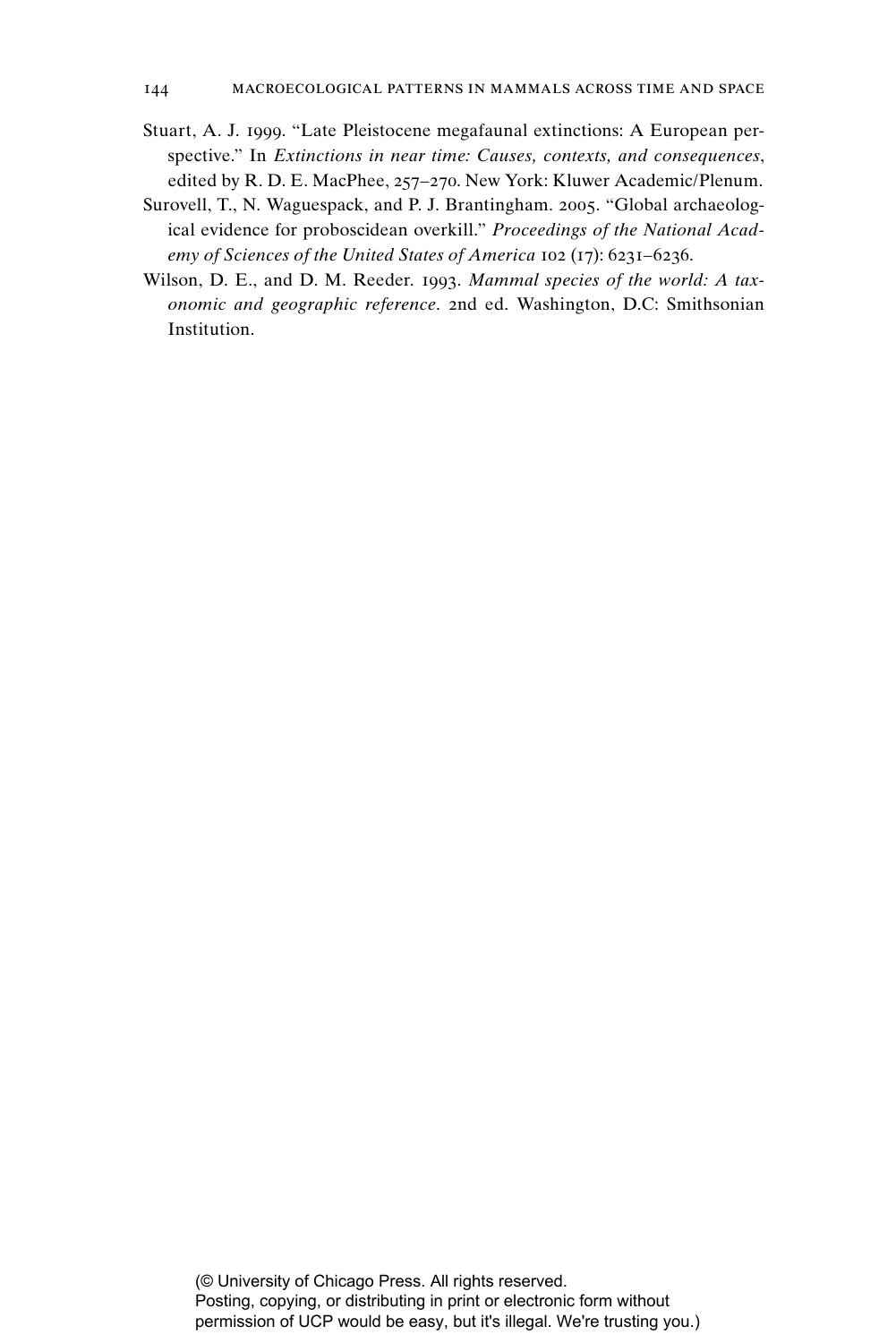Stuart, A. J. 1999. "Late Pleistocene megafaunal extinctions: A European perspective." In *Extinctions in near time: Causes, contexts, and consequences*, edited by R. D. E. MacPhee, 257–270. New York: Kluwer Academic/Plenum.

Surovell, T., N. Waguespack, and P. J. Brantingham. 2005. "Global archaeological evidence for proboscidean overkill." *Proceedings of the National Academy of Sciences of the United States of America* 102 (17): 6231–6236.

Wilson, D. E., and D. M. Reeder. 1993. *Mammal species of the world: A taxonomic and geographic reference*. 2nd ed. Washington, D.C: Smithsonian Institution.

(© University of Chicago Press. All rights reserved.
Posting, copying, or distributing in print or electronic form without permission of UCP would be easy, but it's illegal. We're trusting you.)